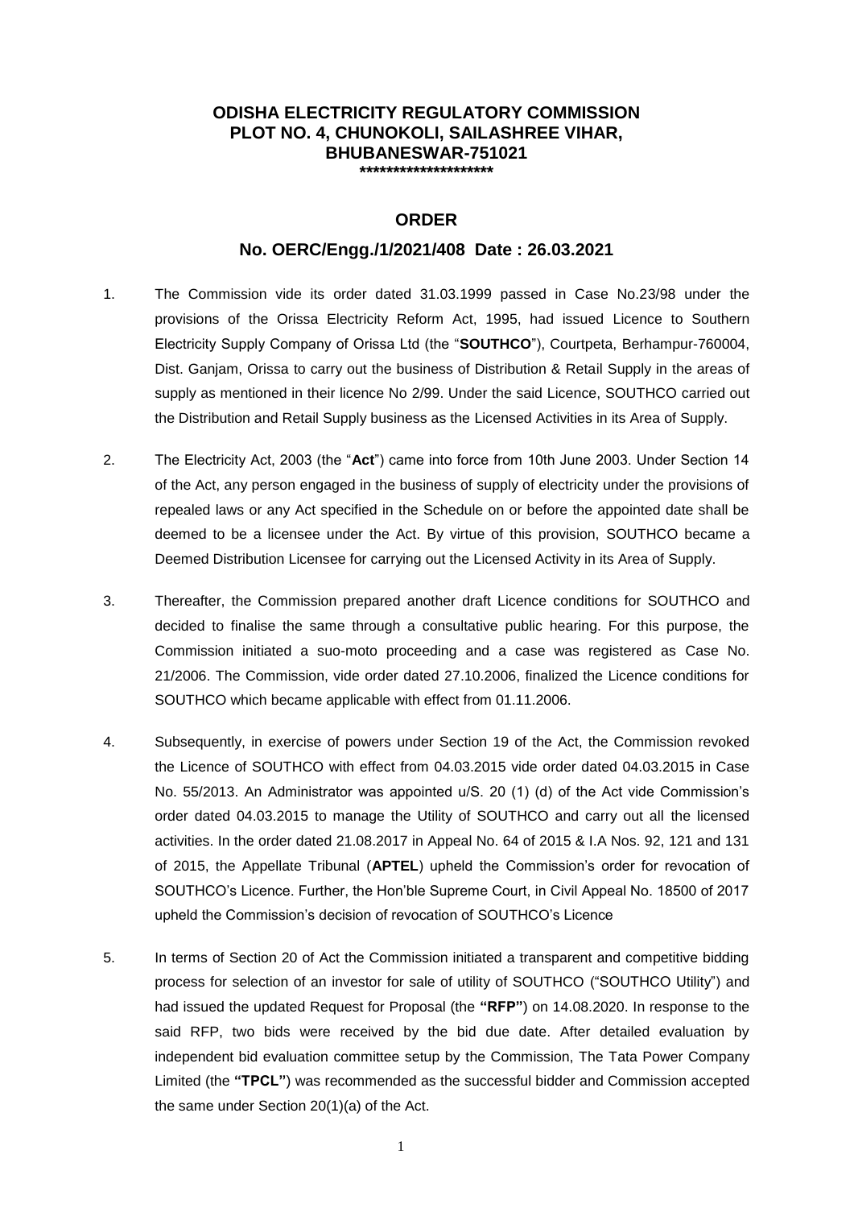# ODISHA ELECTRICITY REGULATORY COMMISSION
## PLOT NO. 4, CHUNOKOLI, SAILASHREE VIHAR, BHUBANESWAR-751021

********************

## ORDER

### No. OERC/Engg./1/2021/408 Date : 26.03.2021

1. The Commission vide its order dated 31.03.1999 passed in Case No.23/98 under the provisions of the Orissa Electricity Reform Act, 1995, had issued Licence to Southern Electricity Supply Company of Orissa Ltd (the "**SOUTHCO**"), Courtpeta, Berhampur-760004, Dist. Ganjam, Orissa to carry out the business of Distribution & Retail Supply in the areas of supply as mentioned in their licence No 2/99. Under the said Licence, SOUTHCO carried out the Distribution and Retail Supply business as the Licensed Activities in its Area of Supply.

2. The Electricity Act, 2003 (the "**Act**") came into force from 10th June 2003. Under Section 14 of the Act, any person engaged in the business of supply of electricity under the provisions of repealed laws or any Act specified in the Schedule on or before the appointed date shall be deemed to be a licensee under the Act. By virtue of this provision, SOUTHCO became a Deemed Distribution Licensee for carrying out the Licensed Activity in its Area of Supply.

3. Thereafter, the Commission prepared another draft Licence conditions for SOUTHCO and decided to finalise the same through a consultative public hearing. For this purpose, the Commission initiated a suo-moto proceeding and a case was registered as Case No. 21/2006. The Commission, vide order dated 27.10.2006, finalized the Licence conditions for SOUTHCO which became applicable with effect from 01.11.2006.

4. Subsequently, in exercise of powers under Section 19 of the Act, the Commission revoked the Licence of SOUTHCO with effect from 04.03.2015 vide order dated 04.03.2015 in Case No. 55/2013. An Administrator was appointed u/S. 20 (1) (d) of the Act vide Commission's order dated 04.03.2015 to manage the Utility of SOUTHCO and carry out all the licensed activities. In the order dated 21.08.2017 in Appeal No. 64 of 2015 & I.A Nos. 92, 121 and 131 of 2015, the Appellate Tribunal (**APTEL**) upheld the Commission's order for revocation of SOUTHCO's Licence. Further, the Hon'ble Supreme Court, in Civil Appeal No. 18500 of 2017 upheld the Commission's decision of revocation of SOUTHCO's Licence

5. In terms of Section 20 of Act the Commission initiated a transparent and competitive bidding process for selection of an investor for sale of utility of SOUTHCO ("SOUTHCO Utility") and had issued the updated Request for Proposal (the **"RFP"**) on 14.08.2020. In response to the said RFP, two bids were received by the bid due date. After detailed evaluation by independent bid evaluation committee setup by the Commission, The Tata Power Company Limited (the **"TPCL"**) was recommended as the successful bidder and Commission accepted the same under Section 20(1)(a) of the Act.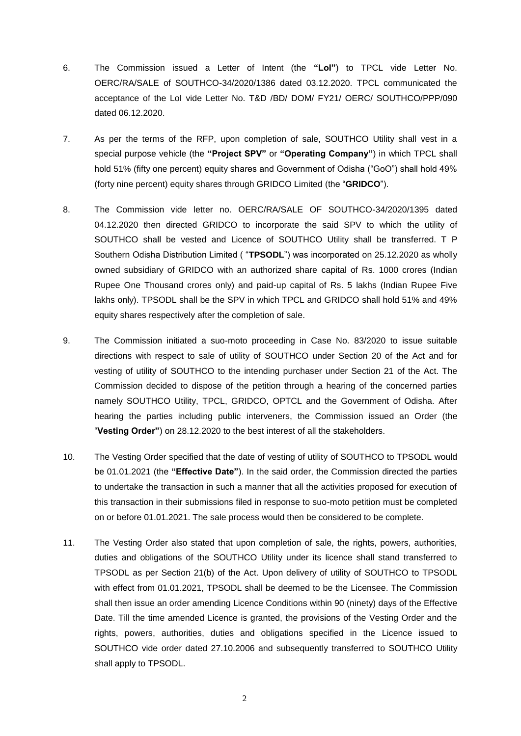6. The Commission issued a Letter of Intent (the **"LoI"**) to TPCL vide Letter No. OERC/RA/SALE of SOUTHCO-34/2020/1386 dated 03.12.2020. TPCL communicated the acceptance of the LoI vide Letter No. T&D /BD/ DOM/ FY21/ OERC/ SOUTHCO/PPP/090 dated 06.12.2020.

7. As per the terms of the RFP, upon completion of sale, SOUTHCO Utility shall vest in a special purpose vehicle (the **"Project SPV"** or **"Operating Company"**) in which TPCL shall hold 51% (fifty one percent) equity shares and Government of Odisha ("GoO") shall hold 49% (forty nine percent) equity shares through GRIDCO Limited (the "**GRIDCO**").

8. The Commission vide letter no. OERC/RA/SALE OF SOUTHCO-34/2020/1395 dated 04.12.2020 then directed GRIDCO to incorporate the said SPV to which the utility of SOUTHCO shall be vested and Licence of SOUTHCO Utility shall be transferred. T P Southern Odisha Distribution Limited ( "**TPSODL**") was incorporated on 25.12.2020 as wholly owned subsidiary of GRIDCO with an authorized share capital of Rs. 1000 crores (Indian Rupee One Thousand crores only) and paid-up capital of Rs. 5 lakhs (Indian Rupee Five lakhs only). TPSODL shall be the SPV in which TPCL and GRIDCO shall hold 51% and 49% equity shares respectively after the completion of sale.

9. The Commission initiated a suo-moto proceeding in Case No. 83/2020 to issue suitable directions with respect to sale of utility of SOUTHCO under Section 20 of the Act and for vesting of utility of SOUTHCO to the intending purchaser under Section 21 of the Act. The Commission decided to dispose of the petition through a hearing of the concerned parties namely SOUTHCO Utility, TPCL, GRIDCO, OPTCL and the Government of Odisha. After hearing the parties including public interveners, the Commission issued an Order (the "**Vesting Order"**) on 28.12.2020 to the best interest of all the stakeholders.

10. The Vesting Order specified that the date of vesting of utility of SOUTHCO to TPSODL would be 01.01.2021 (the **"Effective Date"**). In the said order, the Commission directed the parties to undertake the transaction in such a manner that all the activities proposed for execution of this transaction in their submissions filed in response to suo-moto petition must be completed on or before 01.01.2021. The sale process would then be considered to be complete.

11. The Vesting Order also stated that upon completion of sale, the rights, powers, authorities, duties and obligations of the SOUTHCO Utility under its licence shall stand transferred to TPSODL as per Section 21(b) of the Act. Upon delivery of utility of SOUTHCO to TPSODL with effect from 01.01.2021, TPSODL shall be deemed to be the Licensee. The Commission shall then issue an order amending Licence Conditions within 90 (ninety) days of the Effective Date. Till the time amended Licence is granted, the provisions of the Vesting Order and the rights, powers, authorities, duties and obligations specified in the Licence issued to SOUTHCO vide order dated 27.10.2006 and subsequently transferred to SOUTHCO Utility shall apply to TPSODL.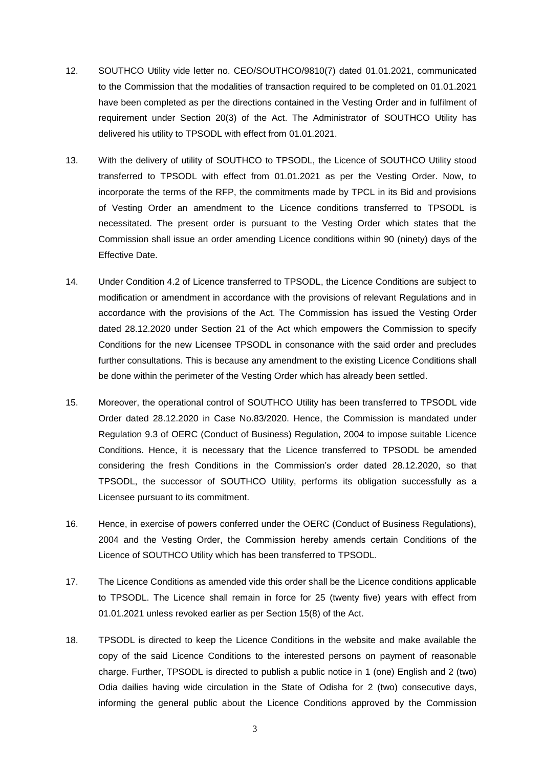12. SOUTHCO Utility vide letter no. CEO/SOUTHCO/9810(7) dated 01.01.2021, communicated to the Commission that the modalities of transaction required to be completed on 01.01.2021 have been completed as per the directions contained in the Vesting Order and in fulfilment of requirement under Section 20(3) of the Act. The Administrator of SOUTHCO Utility has delivered his utility to TPSODL with effect from 01.01.2021.

13. With the delivery of utility of SOUTHCO to TPSODL, the Licence of SOUTHCO Utility stood transferred to TPSODL with effect from 01.01.2021 as per the Vesting Order. Now, to incorporate the terms of the RFP, the commitments made by TPCL in its Bid and provisions of Vesting Order an amendment to the Licence conditions transferred to TPSODL is necessitated. The present order is pursuant to the Vesting Order which states that the Commission shall issue an order amending Licence conditions within 90 (ninety) days of the Effective Date.

14. Under Condition 4.2 of Licence transferred to TPSODL, the Licence Conditions are subject to modification or amendment in accordance with the provisions of relevant Regulations and in accordance with the provisions of the Act. The Commission has issued the Vesting Order dated 28.12.2020 under Section 21 of the Act which empowers the Commission to specify Conditions for the new Licensee TPSODL in consonance with the said order and precludes further consultations. This is because any amendment to the existing Licence Conditions shall be done within the perimeter of the Vesting Order which has already been settled.

15. Moreover, the operational control of SOUTHCO Utility has been transferred to TPSODL vide Order dated 28.12.2020 in Case No.83/2020. Hence, the Commission is mandated under Regulation 9.3 of OERC (Conduct of Business) Regulation, 2004 to impose suitable Licence Conditions. Hence, it is necessary that the Licence transferred to TPSODL be amended considering the fresh Conditions in the Commission's order dated 28.12.2020, so that TPSODL, the successor of SOUTHCO Utility, performs its obligation successfully as a Licensee pursuant to its commitment.

16. Hence, in exercise of powers conferred under the OERC (Conduct of Business Regulations), 2004 and the Vesting Order, the Commission hereby amends certain Conditions of the Licence of SOUTHCO Utility which has been transferred to TPSODL.

17. The Licence Conditions as amended vide this order shall be the Licence conditions applicable to TPSODL. The Licence shall remain in force for 25 (twenty five) years with effect from 01.01.2021 unless revoked earlier as per Section 15(8) of the Act.

18. TPSODL is directed to keep the Licence Conditions in the website and make available the copy of the said Licence Conditions to the interested persons on payment of reasonable charge. Further, TPSODL is directed to publish a public notice in 1 (one) English and 2 (two) Odia dailies having wide circulation in the State of Odisha for 2 (two) consecutive days, informing the general public about the Licence Conditions approved by the Commission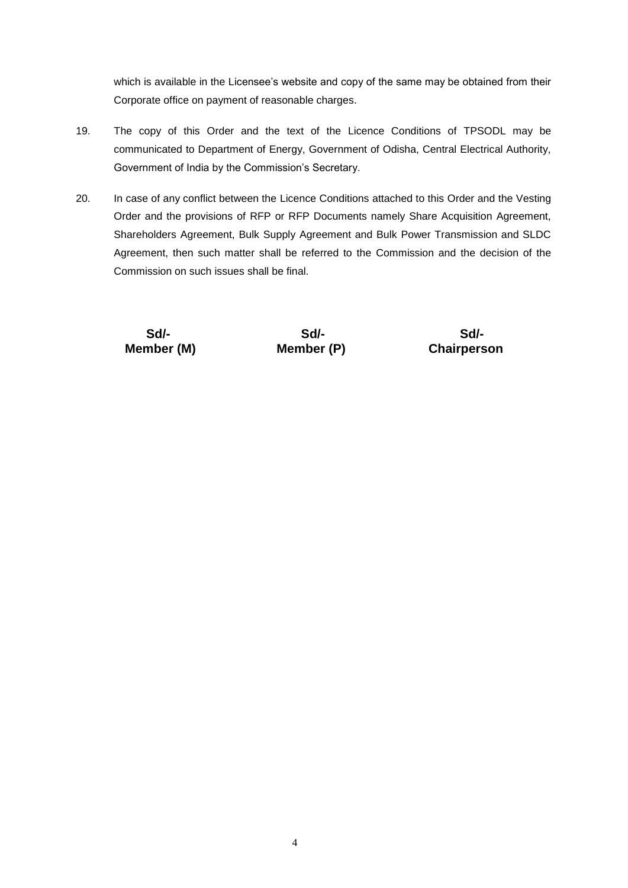which is available in the Licensee's website and copy of the same may be obtained from their Corporate office on payment of reasonable charges.

19. The copy of this Order and the text of the Licence Conditions of TPSODL may be communicated to Department of Energy, Government of Odisha, Central Electrical Authority, Government of India by the Commission's Secretary.

20. In case of any conflict between the Licence Conditions attached to this Order and the Vesting Order and the provisions of RFP or RFP Documents namely Share Acquisition Agreement, Shareholders Agreement, Bulk Supply Agreement and Bulk Power Transmission and SLDC Agreement, then such matter shall be referred to the Commission and the decision of the Commission on such issues shall be final.

| Sd/- | Sd/- | Sd/- |
|---|---|---|
| **Member (M)** | **Member (P)** | **Chairperson** |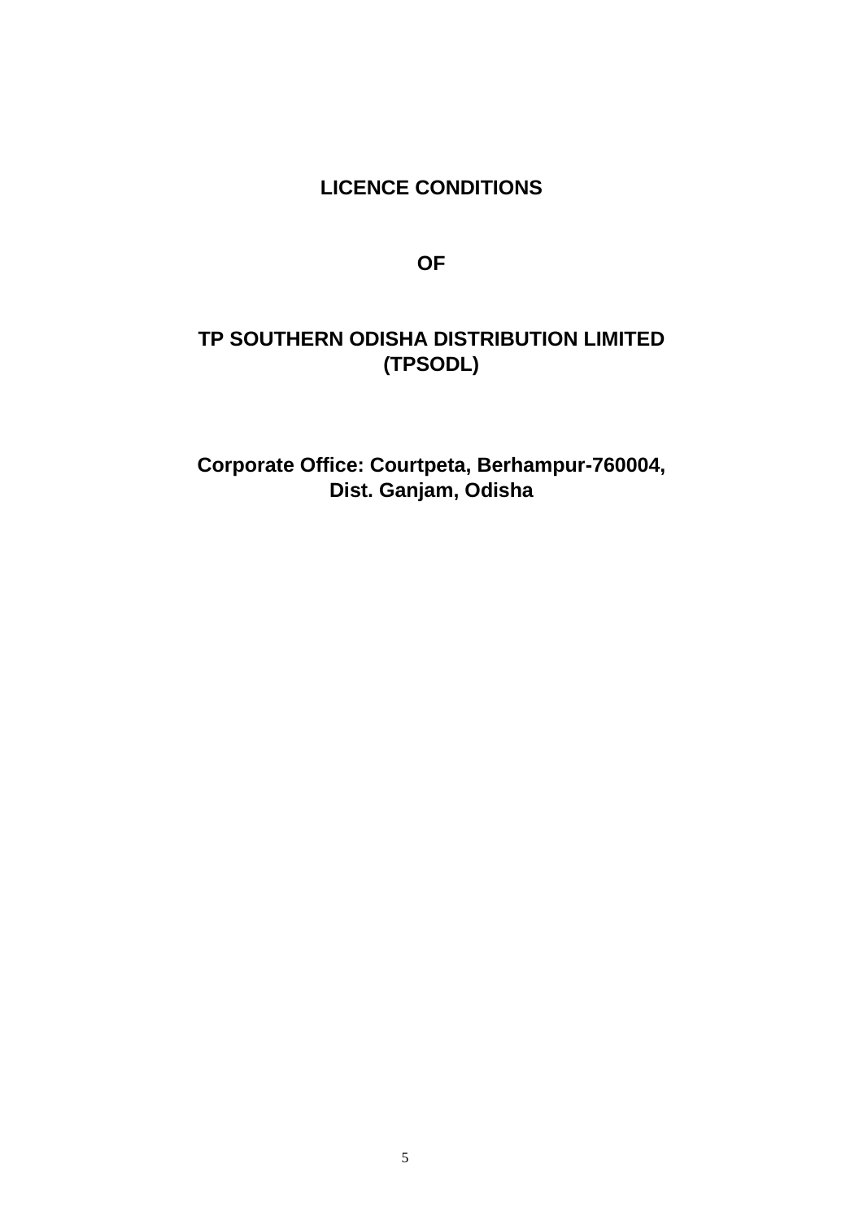# LICENCE CONDITIONS

# OF

# TP SOUTHERN ODISHA DISTRIBUTION LIMITED (TPSODL)

**Corporate Office: Courtpeta, Berhampur-760004, Dist. Ganjam, Odisha**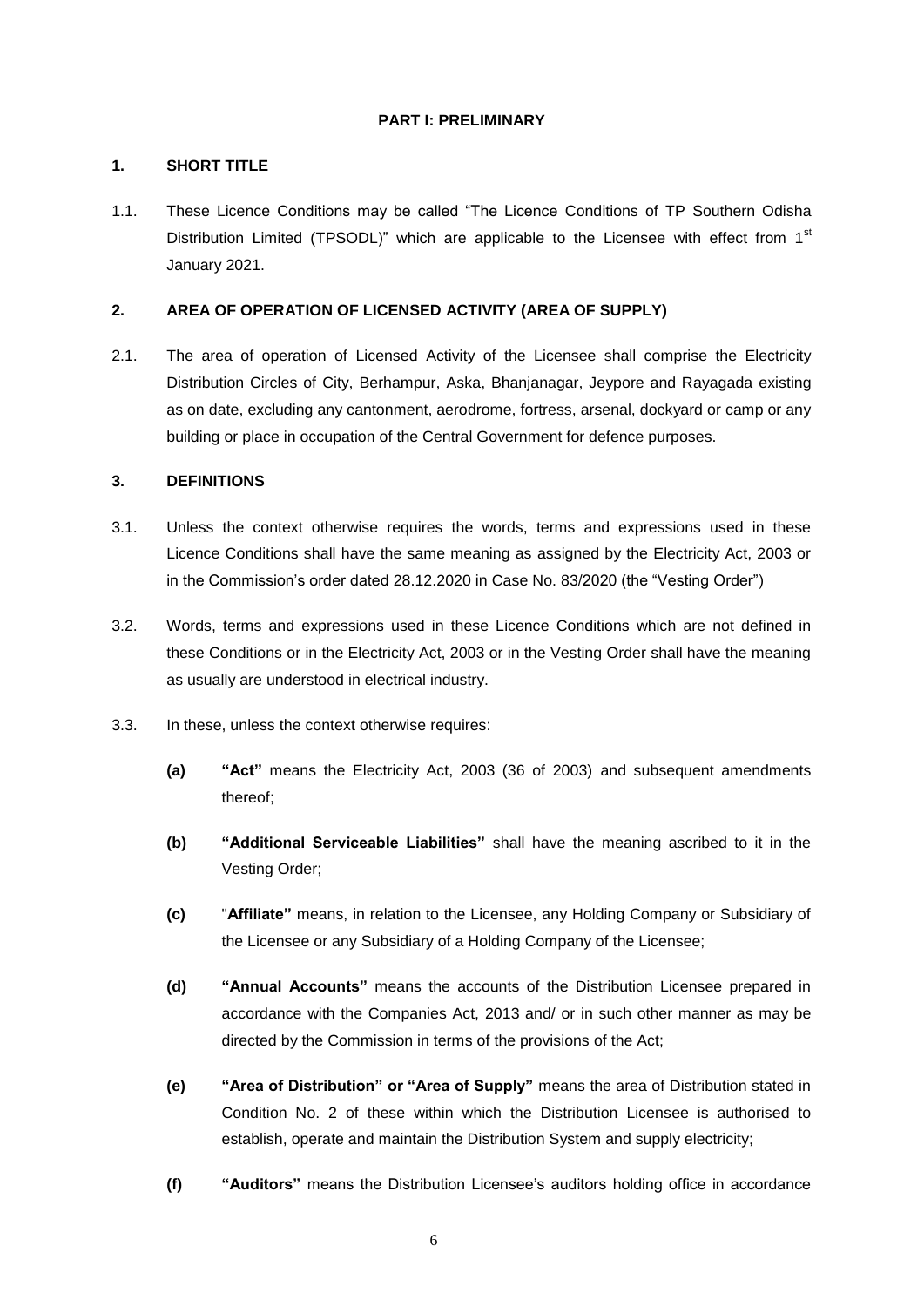## PART I: PRELIMINARY

### 1. SHORT TITLE

1.1. These Licence Conditions may be called "The Licence Conditions of TP Southern Odisha Distribution Limited (TPSODL)" which are applicable to the Licensee with effect from 1st January 2021.

### 2. AREA OF OPERATION OF LICENSED ACTIVITY (AREA OF SUPPLY)

2.1. The area of operation of Licensed Activity of the Licensee shall comprise the Electricity Distribution Circles of City, Berhampur, Aska, Bhanjanagar, Jeypore and Rayagada existing as on date, excluding any cantonment, aerodrome, fortress, arsenal, dockyard or camp or any building or place in occupation of the Central Government for defence purposes.

### 3. DEFINITIONS

3.1. Unless the context otherwise requires the words, terms and expressions used in these Licence Conditions shall have the same meaning as assigned by the Electricity Act, 2003 or in the Commission's order dated 28.12.2020 in Case No. 83/2020 (the "Vesting Order")

3.2. Words, terms and expressions used in these Licence Conditions which are not defined in these Conditions or in the Electricity Act, 2003 or in the Vesting Order shall have the meaning as usually are understood in electrical industry.

3.3. In these, unless the context otherwise requires:

**(a)** **"Act"** means the Electricity Act, 2003 (36 of 2003) and subsequent amendments thereof;

**(b)** **"Additional Serviceable Liabilities"** shall have the meaning ascribed to it in the Vesting Order;

**(c)** "**Affiliate"** means, in relation to the Licensee, any Holding Company or Subsidiary of the Licensee or any Subsidiary of a Holding Company of the Licensee;

**(d)** **"Annual Accounts"** means the accounts of the Distribution Licensee prepared in accordance with the Companies Act, 2013 and/ or in such other manner as may be directed by the Commission in terms of the provisions of the Act;

**(e)** **"Area of Distribution" or "Area of Supply"** means the area of Distribution stated in Condition No. 2 of these within which the Distribution Licensee is authorised to establish, operate and maintain the Distribution System and supply electricity;

**(f)** **"Auditors"** means the Distribution Licensee's auditors holding office in accordance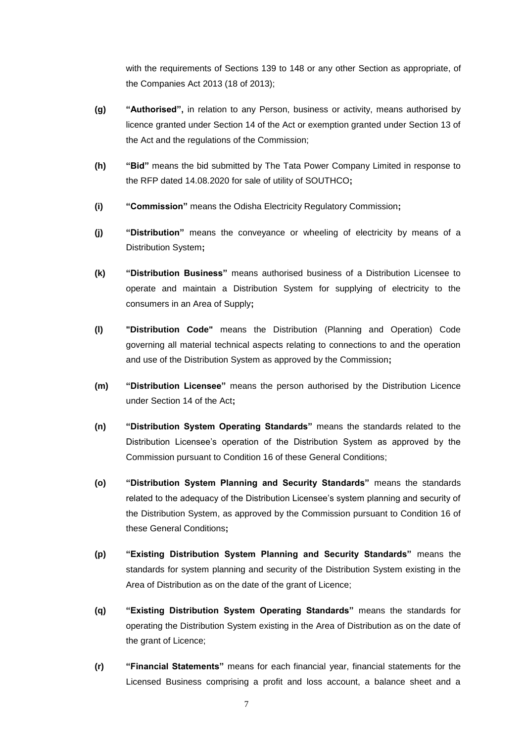with the requirements of Sections 139 to 148 or any other Section as appropriate, of the Companies Act 2013 (18 of 2013);

**(g)** **"Authorised",** in relation to any Person, business or activity, means authorised by licence granted under Section 14 of the Act or exemption granted under Section 13 of the Act and the regulations of the Commission;

**(h)** **"Bid"** means the bid submitted by The Tata Power Company Limited in response to the RFP dated 14.08.2020 for sale of utility of SOUTHCO**;**

**(i)** **"Commission"** means the Odisha Electricity Regulatory Commission**;**

**(j)** **"Distribution"** means the conveyance or wheeling of electricity by means of a Distribution System**;**

**(k)** **"Distribution Business"** means authorised business of a Distribution Licensee to operate and maintain a Distribution System for supplying of electricity to the consumers in an Area of Supply**;**

**(l)** **"Distribution Code"** means the Distribution (Planning and Operation) Code governing all material technical aspects relating to connections to and the operation and use of the Distribution System as approved by the Commission**;**

**(m)** **"Distribution Licensee"** means the person authorised by the Distribution Licence under Section 14 of the Act**;**

**(n)** **"Distribution System Operating Standards"** means the standards related to the Distribution Licensee's operation of the Distribution System as approved by the Commission pursuant to Condition 16 of these General Conditions;

**(o)** **"Distribution System Planning and Security Standards"** means the standards related to the adequacy of the Distribution Licensee's system planning and security of the Distribution System, as approved by the Commission pursuant to Condition 16 of these General Conditions**;**

**(p)** **"Existing Distribution System Planning and Security Standards"** means the standards for system planning and security of the Distribution System existing in the Area of Distribution as on the date of the grant of Licence;

**(q)** **"Existing Distribution System Operating Standards"** means the standards for operating the Distribution System existing in the Area of Distribution as on the date of the grant of Licence;

**(r)** **"Financial Statements"** means for each financial year, financial statements for the Licensed Business comprising a profit and loss account, a balance sheet and a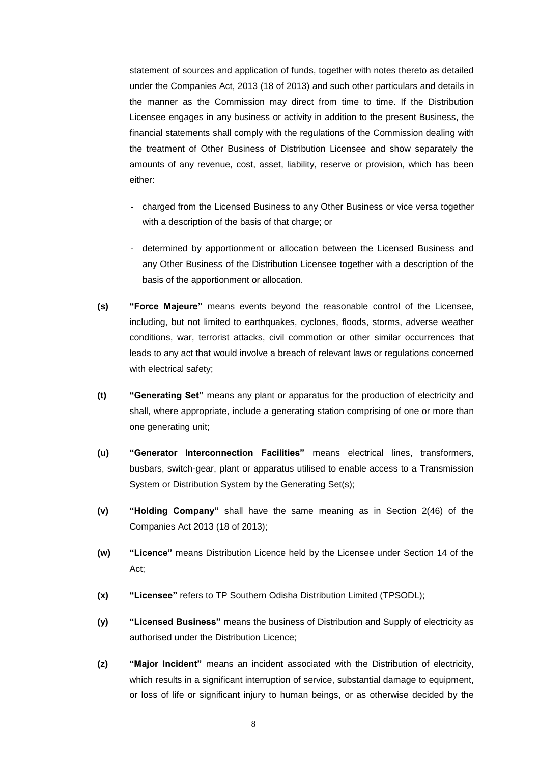statement of sources and application of funds, together with notes thereto as detailed under the Companies Act, 2013 (18 of 2013) and such other particulars and details in the manner as the Commission may direct from time to time. If the Distribution Licensee engages in any business or activity in addition to the present Business, the financial statements shall comply with the regulations of the Commission dealing with the treatment of Other Business of Distribution Licensee and show separately the amounts of any revenue, cost, asset, liability, reserve or provision, which has been either:

- charged from the Licensed Business to any Other Business or vice versa together with a description of the basis of that charge; or
- determined by apportionment or allocation between the Licensed Business and any Other Business of the Distribution Licensee together with a description of the basis of the apportionment or allocation.

**(s)** **"Force Majeure"** means events beyond the reasonable control of the Licensee, including, but not limited to earthquakes, cyclones, floods, storms, adverse weather conditions, war, terrorist attacks, civil commotion or other similar occurrences that leads to any act that would involve a breach of relevant laws or regulations concerned with electrical safety;

**(t)** **"Generating Set"** means any plant or apparatus for the production of electricity and shall, where appropriate, include a generating station comprising of one or more than one generating unit;

**(u)** **"Generator Interconnection Facilities"** means electrical lines, transformers, busbars, switch-gear, plant or apparatus utilised to enable access to a Transmission System or Distribution System by the Generating Set(s);

**(v)** **"Holding Company"** shall have the same meaning as in Section 2(46) of the Companies Act 2013 (18 of 2013);

**(w)** **"Licence"** means Distribution Licence held by the Licensee under Section 14 of the Act;

**(x)** **"Licensee"** refers to TP Southern Odisha Distribution Limited (TPSODL);

**(y)** **"Licensed Business"** means the business of Distribution and Supply of electricity as authorised under the Distribution Licence;

**(z)** **"Major Incident"** means an incident associated with the Distribution of electricity, which results in a significant interruption of service, substantial damage to equipment, or loss of life or significant injury to human beings, or as otherwise decided by the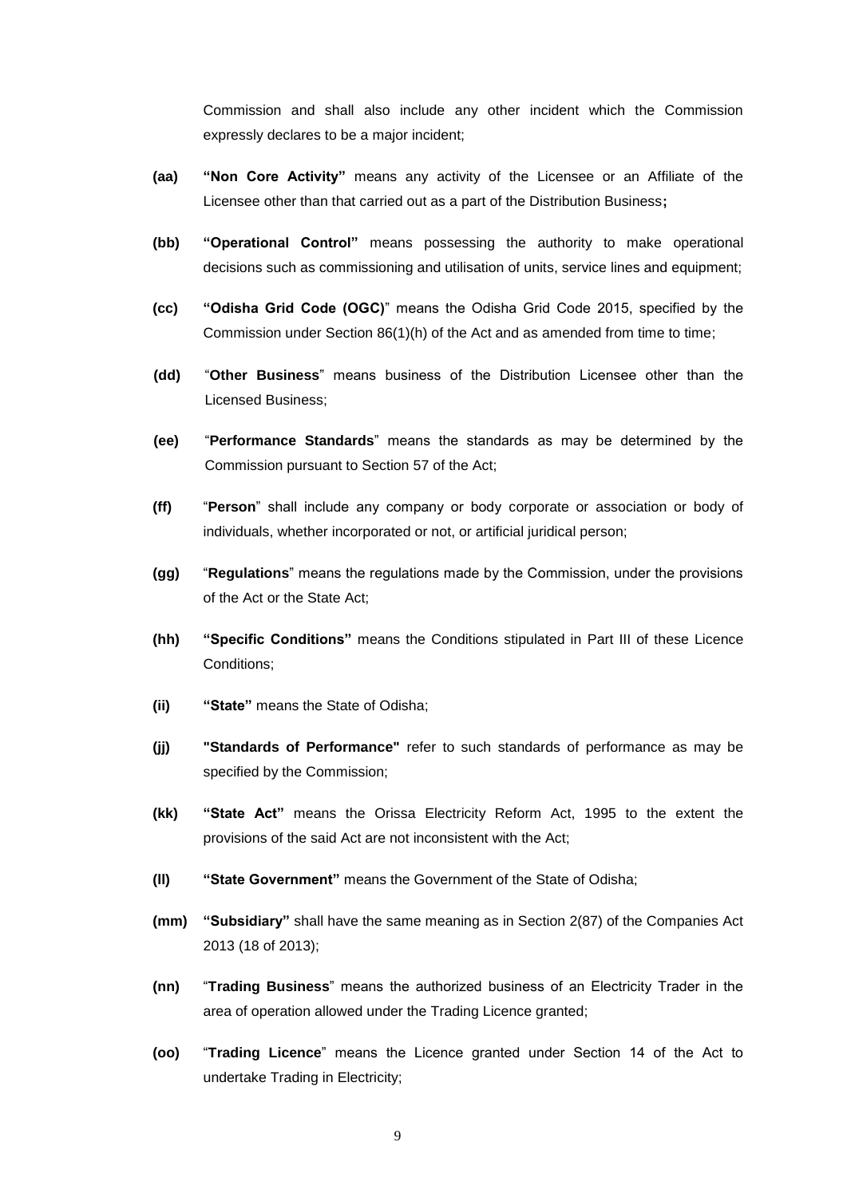Commission and shall also include any other incident which the Commission expressly declares to be a major incident;

**(aa)** **"Non Core Activity"** means any activity of the Licensee or an Affiliate of the Licensee other than that carried out as a part of the Distribution Business**;**

**(bb)** **"Operational Control"** means possessing the authority to make operational decisions such as commissioning and utilisation of units, service lines and equipment;

**(cc)** **"Odisha Grid Code (OGC)**" means the Odisha Grid Code 2015, specified by the Commission under Section 86(1)(h) of the Act and as amended from time to time;

**(dd)** "**Other Business**" means business of the Distribution Licensee other than the Licensed Business;

**(ee)** "**Performance Standards**" means the standards as may be determined by the Commission pursuant to Section 57 of the Act;

**(ff)** "**Person**" shall include any company or body corporate or association or body of individuals, whether incorporated or not, or artificial juridical person;

**(gg)** "**Regulations**" means the regulations made by the Commission, under the provisions of the Act or the State Act;

**(hh)** **"Specific Conditions"** means the Conditions stipulated in Part III of these Licence Conditions;

**(ii)** **"State"** means the State of Odisha;

**(jj)** **"Standards of Performance"** refer to such standards of performance as may be specified by the Commission;

**(kk)** **"State Act"** means the Orissa Electricity Reform Act, 1995 to the extent the provisions of the said Act are not inconsistent with the Act;

**(ll)** **"State Government"** means the Government of the State of Odisha;

**(mm)** **"Subsidiary"** shall have the same meaning as in Section 2(87) of the Companies Act 2013 (18 of 2013);

**(nn)** "**Trading Business**" means the authorized business of an Electricity Trader in the area of operation allowed under the Trading Licence granted;

**(oo)** "**Trading Licence**" means the Licence granted under Section 14 of the Act to undertake Trading in Electricity;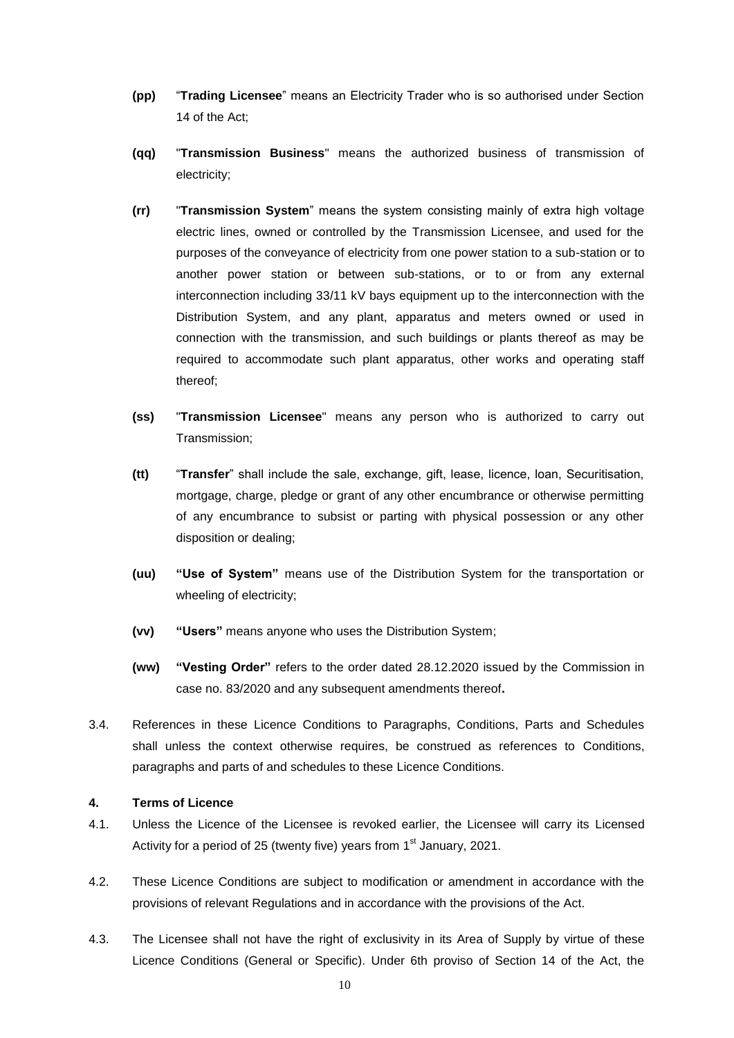**(pp)** "**Trading Licensee**" means an Electricity Trader who is so authorised under Section 14 of the Act;

**(qq)** "**Transmission Business**" means the authorized business of transmission of electricity;

**(rr)** "**Transmission System**" means the system consisting mainly of extra high voltage electric lines, owned or controlled by the Transmission Licensee, and used for the purposes of the conveyance of electricity from one power station to a sub-station or to another power station or between sub-stations, or to or from any external interconnection including 33/11 kV bays equipment up to the interconnection with the Distribution System, and any plant, apparatus and meters owned or used in connection with the transmission, and such buildings or plants thereof as may be required to accommodate such plant apparatus, other works and operating staff thereof;

**(ss)** "**Transmission Licensee**" means any person who is authorized to carry out Transmission;

**(tt)** "**Transfer**" shall include the sale, exchange, gift, lease, licence, loan, Securitisation, mortgage, charge, pledge or grant of any other encumbrance or otherwise permitting of any encumbrance to subsist or parting with physical possession or any other disposition or dealing;

**(uu)** **"Use of System"** means use of the Distribution System for the transportation or wheeling of electricity;

**(vv)** **"Users"** means anyone who uses the Distribution System;

**(ww)** **"Vesting Order"** refers to the order dated 28.12.2020 issued by the Commission in case no. 83/2020 and any subsequent amendments thereof**.**

3.4. References in these Licence Conditions to Paragraphs, Conditions, Parts and Schedules shall unless the context otherwise requires, be construed as references to Conditions, paragraphs and parts of and schedules to these Licence Conditions.

### 4. Terms of Licence

4.1. Unless the Licence of the Licensee is revoked earlier, the Licensee will carry its Licensed Activity for a period of 25 (twenty five) years from 1st January, 2021.

4.2. These Licence Conditions are subject to modification or amendment in accordance with the provisions of relevant Regulations and in accordance with the provisions of the Act.

4.3. The Licensee shall not have the right of exclusivity in its Area of Supply by virtue of these Licence Conditions (General or Specific). Under 6th proviso of Section 14 of the Act, the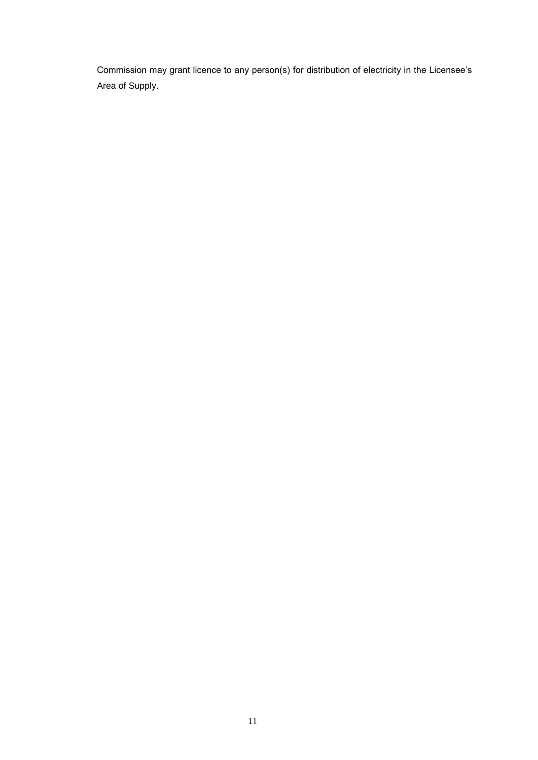Commission may grant licence to any person(s) for distribution of electricity in the Licensee's Area of Supply.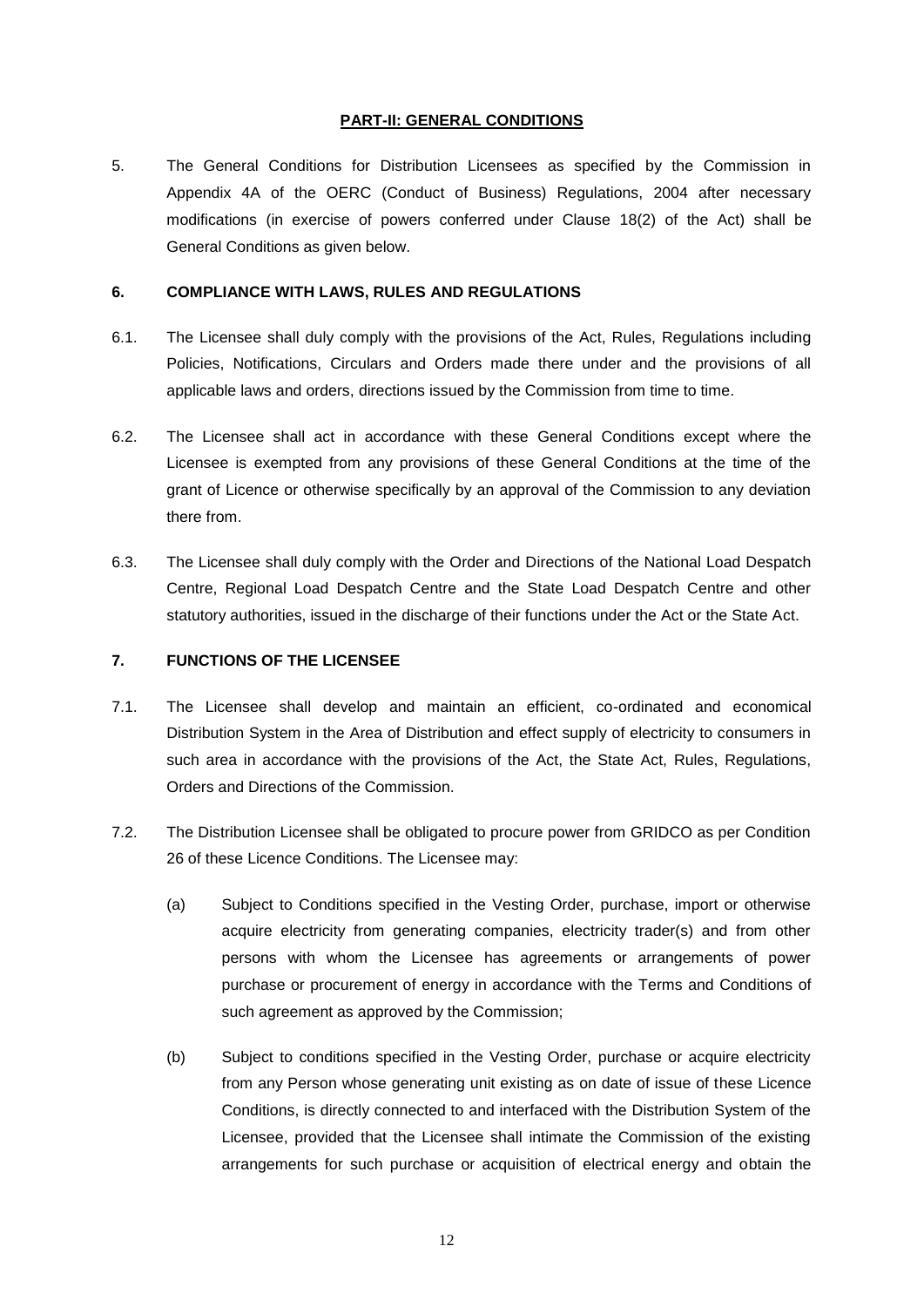## PART-II: GENERAL CONDITIONS

5. The General Conditions for Distribution Licensees as specified by the Commission in Appendix 4A of the OERC (Conduct of Business) Regulations, 2004 after necessary modifications (in exercise of powers conferred under Clause 18(2) of the Act) shall be General Conditions as given below.

### 6. COMPLIANCE WITH LAWS, RULES AND REGULATIONS

6.1. The Licensee shall duly comply with the provisions of the Act, Rules, Regulations including Policies, Notifications, Circulars and Orders made there under and the provisions of all applicable laws and orders, directions issued by the Commission from time to time.

6.2. The Licensee shall act in accordance with these General Conditions except where the Licensee is exempted from any provisions of these General Conditions at the time of the grant of Licence or otherwise specifically by an approval of the Commission to any deviation there from.

6.3. The Licensee shall duly comply with the Order and Directions of the National Load Despatch Centre, Regional Load Despatch Centre and the State Load Despatch Centre and other statutory authorities, issued in the discharge of their functions under the Act or the State Act.

### 7. FUNCTIONS OF THE LICENSEE

7.1. The Licensee shall develop and maintain an efficient, co-ordinated and economical Distribution System in the Area of Distribution and effect supply of electricity to consumers in such area in accordance with the provisions of the Act, the State Act, Rules, Regulations, Orders and Directions of the Commission.

7.2. The Distribution Licensee shall be obligated to procure power from GRIDCO as per Condition 26 of these Licence Conditions. The Licensee may:

(a) Subject to Conditions specified in the Vesting Order, purchase, import or otherwise acquire electricity from generating companies, electricity trader(s) and from other persons with whom the Licensee has agreements or arrangements of power purchase or procurement of energy in accordance with the Terms and Conditions of such agreement as approved by the Commission;

(b) Subject to conditions specified in the Vesting Order, purchase or acquire electricity from any Person whose generating unit existing as on date of issue of these Licence Conditions, is directly connected to and interfaced with the Distribution System of the Licensee, provided that the Licensee shall intimate the Commission of the existing arrangements for such purchase or acquisition of electrical energy and obtain the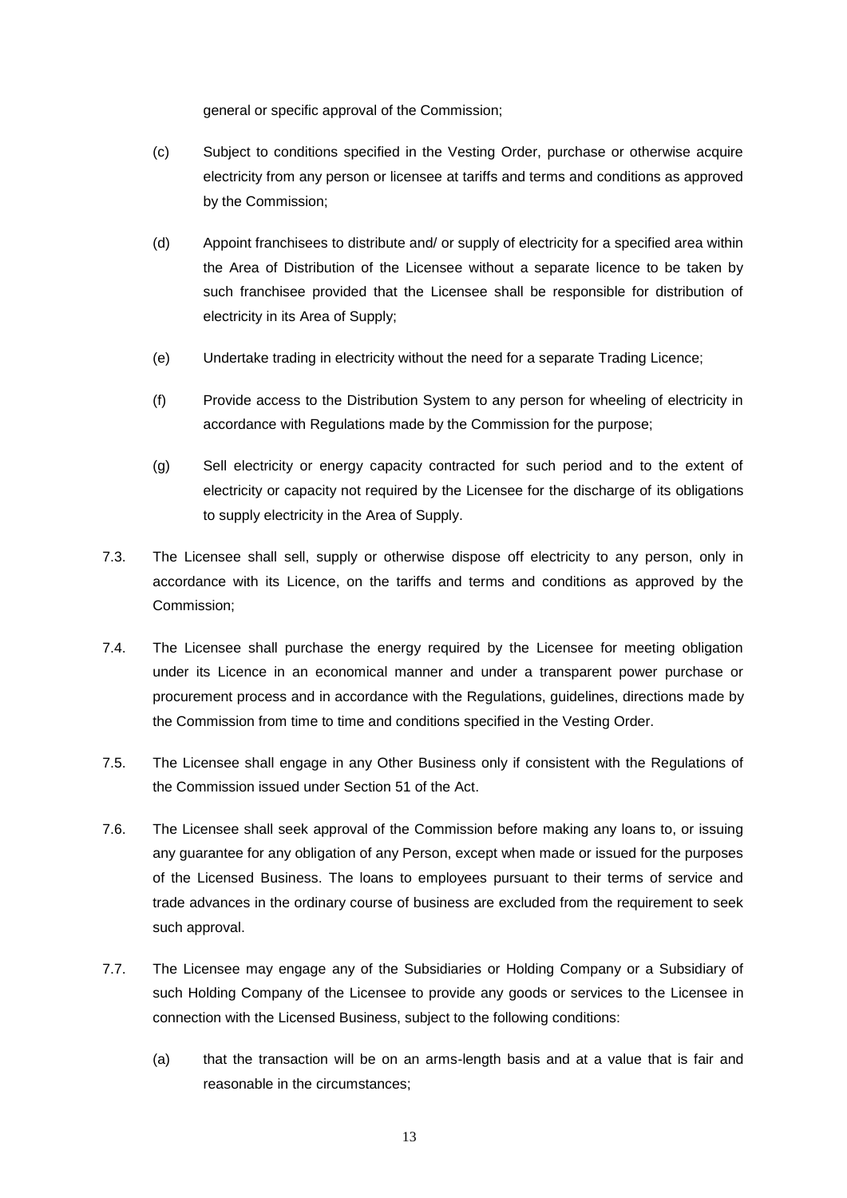general or specific approval of the Commission;

(c) Subject to conditions specified in the Vesting Order, purchase or otherwise acquire electricity from any person or licensee at tariffs and terms and conditions as approved by the Commission;

(d) Appoint franchisees to distribute and/ or supply of electricity for a specified area within the Area of Distribution of the Licensee without a separate licence to be taken by such franchisee provided that the Licensee shall be responsible for distribution of electricity in its Area of Supply;

(e) Undertake trading in electricity without the need for a separate Trading Licence;

(f) Provide access to the Distribution System to any person for wheeling of electricity in accordance with Regulations made by the Commission for the purpose;

(g) Sell electricity or energy capacity contracted for such period and to the extent of electricity or capacity not required by the Licensee for the discharge of its obligations to supply electricity in the Area of Supply.

7.3. The Licensee shall sell, supply or otherwise dispose off electricity to any person, only in accordance with its Licence, on the tariffs and terms and conditions as approved by the Commission;

7.4. The Licensee shall purchase the energy required by the Licensee for meeting obligation under its Licence in an economical manner and under a transparent power purchase or procurement process and in accordance with the Regulations, guidelines, directions made by the Commission from time to time and conditions specified in the Vesting Order.

7.5. The Licensee shall engage in any Other Business only if consistent with the Regulations of the Commission issued under Section 51 of the Act.

7.6. The Licensee shall seek approval of the Commission before making any loans to, or issuing any guarantee for any obligation of any Person, except when made or issued for the purposes of the Licensed Business. The loans to employees pursuant to their terms of service and trade advances in the ordinary course of business are excluded from the requirement to seek such approval.

7.7. The Licensee may engage any of the Subsidiaries or Holding Company or a Subsidiary of such Holding Company of the Licensee to provide any goods or services to the Licensee in connection with the Licensed Business, subject to the following conditions:

(a) that the transaction will be on an arms-length basis and at a value that is fair and reasonable in the circumstances;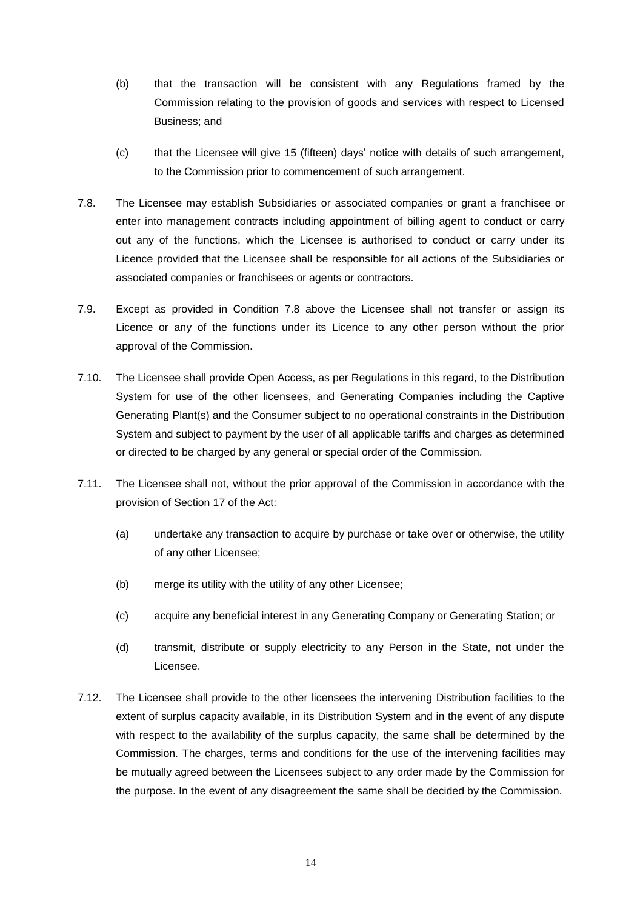(b) that the transaction will be consistent with any Regulations framed by the Commission relating to the provision of goods and services with respect to Licensed Business; and

(c) that the Licensee will give 15 (fifteen) days' notice with details of such arrangement, to the Commission prior to commencement of such arrangement.

7.8. The Licensee may establish Subsidiaries or associated companies or grant a franchisee or enter into management contracts including appointment of billing agent to conduct or carry out any of the functions, which the Licensee is authorised to conduct or carry under its Licence provided that the Licensee shall be responsible for all actions of the Subsidiaries or associated companies or franchisees or agents or contractors.

7.9. Except as provided in Condition 7.8 above the Licensee shall not transfer or assign its Licence or any of the functions under its Licence to any other person without the prior approval of the Commission.

7.10. The Licensee shall provide Open Access, as per Regulations in this regard, to the Distribution System for use of the other licensees, and Generating Companies including the Captive Generating Plant(s) and the Consumer subject to no operational constraints in the Distribution System and subject to payment by the user of all applicable tariffs and charges as determined or directed to be charged by any general or special order of the Commission.

7.11. The Licensee shall not, without the prior approval of the Commission in accordance with the provision of Section 17 of the Act:

(a) undertake any transaction to acquire by purchase or take over or otherwise, the utility of any other Licensee;

(b) merge its utility with the utility of any other Licensee;

(c) acquire any beneficial interest in any Generating Company or Generating Station; or

(d) transmit, distribute or supply electricity to any Person in the State, not under the Licensee.

7.12. The Licensee shall provide to the other licensees the intervening Distribution facilities to the extent of surplus capacity available, in its Distribution System and in the event of any dispute with respect to the availability of the surplus capacity, the same shall be determined by the Commission. The charges, terms and conditions for the use of the intervening facilities may be mutually agreed between the Licensees subject to any order made by the Commission for the purpose. In the event of any disagreement the same shall be decided by the Commission.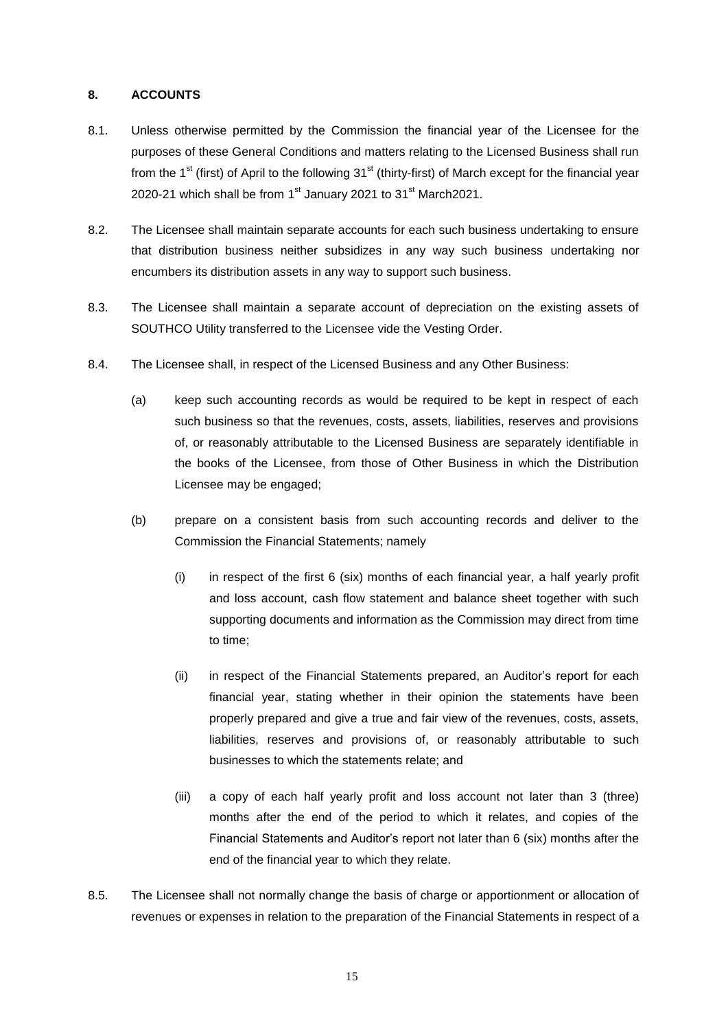## 8. ACCOUNTS

8.1. Unless otherwise permitted by the Commission the financial year of the Licensee for the purposes of these General Conditions and matters relating to the Licensed Business shall run from the 1st (first) of April to the following 31st (thirty-first) of March except for the financial year 2020-21 which shall be from 1st January 2021 to 31st March2021.

8.2. The Licensee shall maintain separate accounts for each such business undertaking to ensure that distribution business neither subsidizes in any way such business undertaking nor encumbers its distribution assets in any way to support such business.

8.3. The Licensee shall maintain a separate account of depreciation on the existing assets of SOUTHCO Utility transferred to the Licensee vide the Vesting Order.

8.4. The Licensee shall, in respect of the Licensed Business and any Other Business:

(a) keep such accounting records as would be required to be kept in respect of each such business so that the revenues, costs, assets, liabilities, reserves and provisions of, or reasonably attributable to the Licensed Business are separately identifiable in the books of the Licensee, from those of Other Business in which the Distribution Licensee may be engaged;

(b) prepare on a consistent basis from such accounting records and deliver to the Commission the Financial Statements; namely

(i) in respect of the first 6 (six) months of each financial year, a half yearly profit and loss account, cash flow statement and balance sheet together with such supporting documents and information as the Commission may direct from time to time;

(ii) in respect of the Financial Statements prepared, an Auditor's report for each financial year, stating whether in their opinion the statements have been properly prepared and give a true and fair view of the revenues, costs, assets, liabilities, reserves and provisions of, or reasonably attributable to such businesses to which the statements relate; and

(iii) a copy of each half yearly profit and loss account not later than 3 (three) months after the end of the period to which it relates, and copies of the Financial Statements and Auditor's report not later than 6 (six) months after the end of the financial year to which they relate.

8.5. The Licensee shall not normally change the basis of charge or apportionment or allocation of revenues or expenses in relation to the preparation of the Financial Statements in respect of a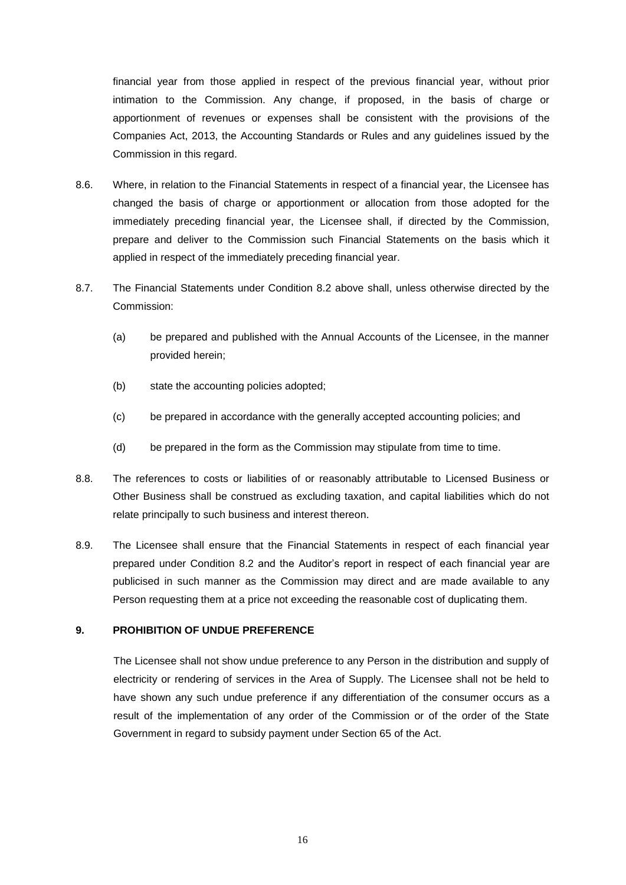financial year from those applied in respect of the previous financial year, without prior intimation to the Commission. Any change, if proposed, in the basis of charge or apportionment of revenues or expenses shall be consistent with the provisions of the Companies Act, 2013, the Accounting Standards or Rules and any guidelines issued by the Commission in this regard.

8.6. Where, in relation to the Financial Statements in respect of a financial year, the Licensee has changed the basis of charge or apportionment or allocation from those adopted for the immediately preceding financial year, the Licensee shall, if directed by the Commission, prepare and deliver to the Commission such Financial Statements on the basis which it applied in respect of the immediately preceding financial year.

8.7. The Financial Statements under Condition 8.2 above shall, unless otherwise directed by the Commission:

(a) be prepared and published with the Annual Accounts of the Licensee, in the manner provided herein;

(b) state the accounting policies adopted;

(c) be prepared in accordance with the generally accepted accounting policies; and

(d) be prepared in the form as the Commission may stipulate from time to time.

8.8. The references to costs or liabilities of or reasonably attributable to Licensed Business or Other Business shall be construed as excluding taxation, and capital liabilities which do not relate principally to such business and interest thereon.

8.9. The Licensee shall ensure that the Financial Statements in respect of each financial year prepared under Condition 8.2 and the Auditor's report in respect of each financial year are publicised in such manner as the Commission may direct and are made available to any Person requesting them at a price not exceeding the reasonable cost of duplicating them.

## 9. PROHIBITION OF UNDUE PREFERENCE

The Licensee shall not show undue preference to any Person in the distribution and supply of electricity or rendering of services in the Area of Supply. The Licensee shall not be held to have shown any such undue preference if any differentiation of the consumer occurs as a result of the implementation of any order of the Commission or of the order of the State Government in regard to subsidy payment under Section 65 of the Act.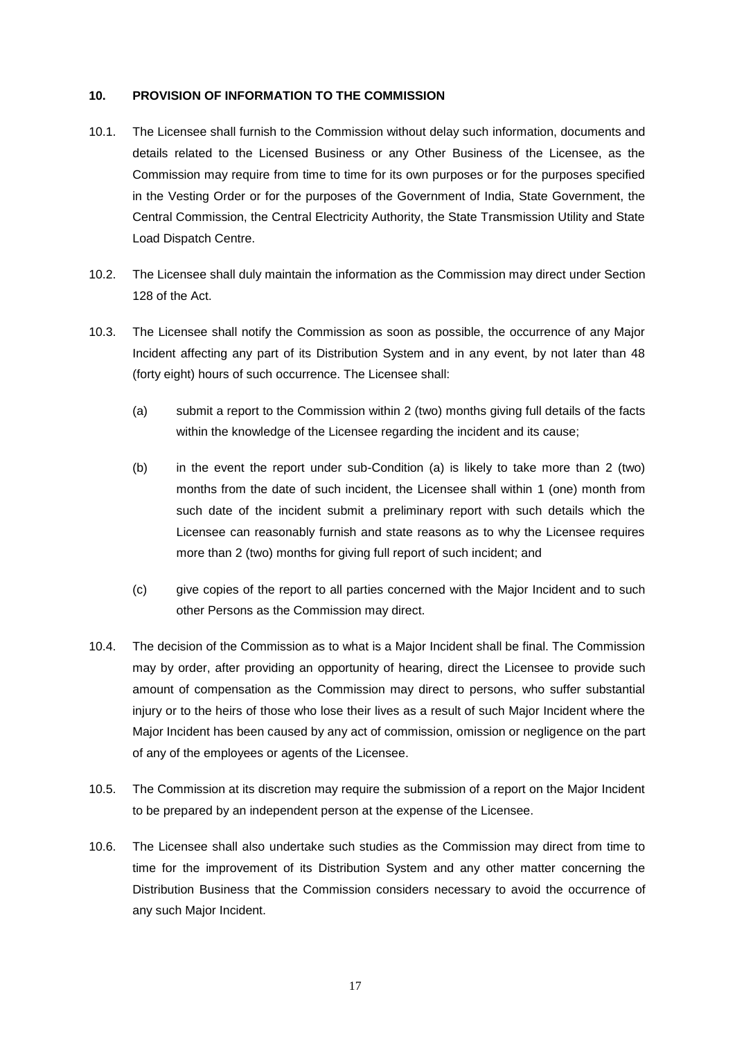## 10. PROVISION OF INFORMATION TO THE COMMISSION

10.1. The Licensee shall furnish to the Commission without delay such information, documents and details related to the Licensed Business or any Other Business of the Licensee, as the Commission may require from time to time for its own purposes or for the purposes specified in the Vesting Order or for the purposes of the Government of India, State Government, the Central Commission, the Central Electricity Authority, the State Transmission Utility and State Load Dispatch Centre.

10.2. The Licensee shall duly maintain the information as the Commission may direct under Section 128 of the Act.

10.3. The Licensee shall notify the Commission as soon as possible, the occurrence of any Major Incident affecting any part of its Distribution System and in any event, by not later than 48 (forty eight) hours of such occurrence. The Licensee shall:

(a) submit a report to the Commission within 2 (two) months giving full details of the facts within the knowledge of the Licensee regarding the incident and its cause;

(b) in the event the report under sub-Condition (a) is likely to take more than 2 (two) months from the date of such incident, the Licensee shall within 1 (one) month from such date of the incident submit a preliminary report with such details which the Licensee can reasonably furnish and state reasons as to why the Licensee requires more than 2 (two) months for giving full report of such incident; and

(c) give copies of the report to all parties concerned with the Major Incident and to such other Persons as the Commission may direct.

10.4. The decision of the Commission as to what is a Major Incident shall be final. The Commission may by order, after providing an opportunity of hearing, direct the Licensee to provide such amount of compensation as the Commission may direct to persons, who suffer substantial injury or to the heirs of those who lose their lives as a result of such Major Incident where the Major Incident has been caused by any act of commission, omission or negligence on the part of any of the employees or agents of the Licensee.

10.5. The Commission at its discretion may require the submission of a report on the Major Incident to be prepared by an independent person at the expense of the Licensee.

10.6. The Licensee shall also undertake such studies as the Commission may direct from time to time for the improvement of its Distribution System and any other matter concerning the Distribution Business that the Commission considers necessary to avoid the occurrence of any such Major Incident.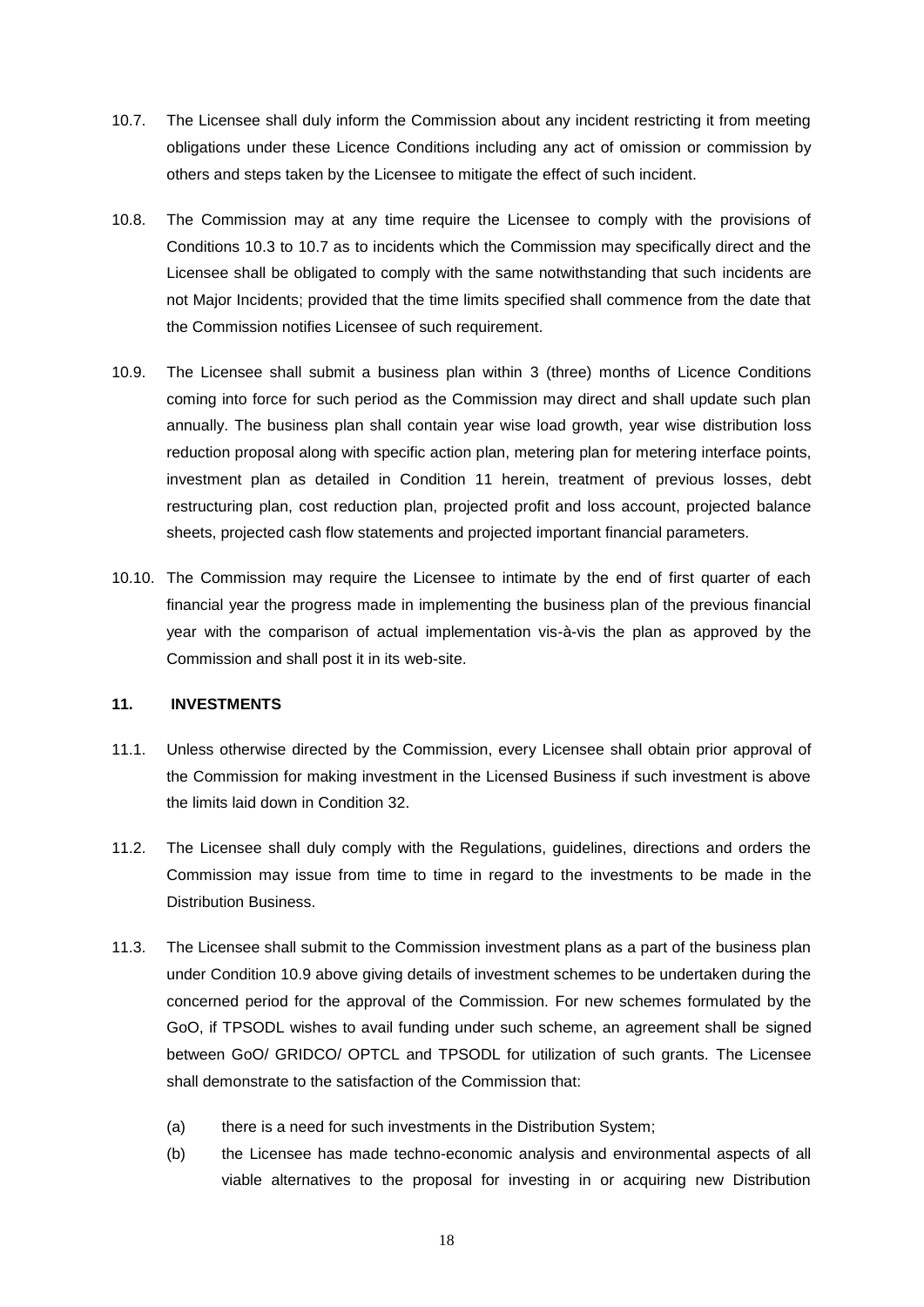10.7. The Licensee shall duly inform the Commission about any incident restricting it from meeting obligations under these Licence Conditions including any act of omission or commission by others and steps taken by the Licensee to mitigate the effect of such incident.

10.8. The Commission may at any time require the Licensee to comply with the provisions of Conditions 10.3 to 10.7 as to incidents which the Commission may specifically direct and the Licensee shall be obligated to comply with the same notwithstanding that such incidents are not Major Incidents; provided that the time limits specified shall commence from the date that the Commission notifies Licensee of such requirement.

10.9. The Licensee shall submit a business plan within 3 (three) months of Licence Conditions coming into force for such period as the Commission may direct and shall update such plan annually. The business plan shall contain year wise load growth, year wise distribution loss reduction proposal along with specific action plan, metering plan for metering interface points, investment plan as detailed in Condition 11 herein, treatment of previous losses, debt restructuring plan, cost reduction plan, projected profit and loss account, projected balance sheets, projected cash flow statements and projected important financial parameters.

10.10. The Commission may require the Licensee to intimate by the end of first quarter of each financial year the progress made in implementing the business plan of the previous financial year with the comparison of actual implementation vis-à-vis the plan as approved by the Commission and shall post it in its web-site.

## 11. INVESTMENTS

11.1. Unless otherwise directed by the Commission, every Licensee shall obtain prior approval of the Commission for making investment in the Licensed Business if such investment is above the limits laid down in Condition 32.

11.2. The Licensee shall duly comply with the Regulations, guidelines, directions and orders the Commission may issue from time to time in regard to the investments to be made in the Distribution Business.

11.3. The Licensee shall submit to the Commission investment plans as a part of the business plan under Condition 10.9 above giving details of investment schemes to be undertaken during the concerned period for the approval of the Commission. For new schemes formulated by the GoO, if TPSODL wishes to avail funding under such scheme, an agreement shall be signed between GoO/ GRIDCO/ OPTCL and TPSODL for utilization of such grants. The Licensee shall demonstrate to the satisfaction of the Commission that:

(a) there is a need for such investments in the Distribution System;

(b) the Licensee has made techno-economic analysis and environmental aspects of all viable alternatives to the proposal for investing in or acquiring new Distribution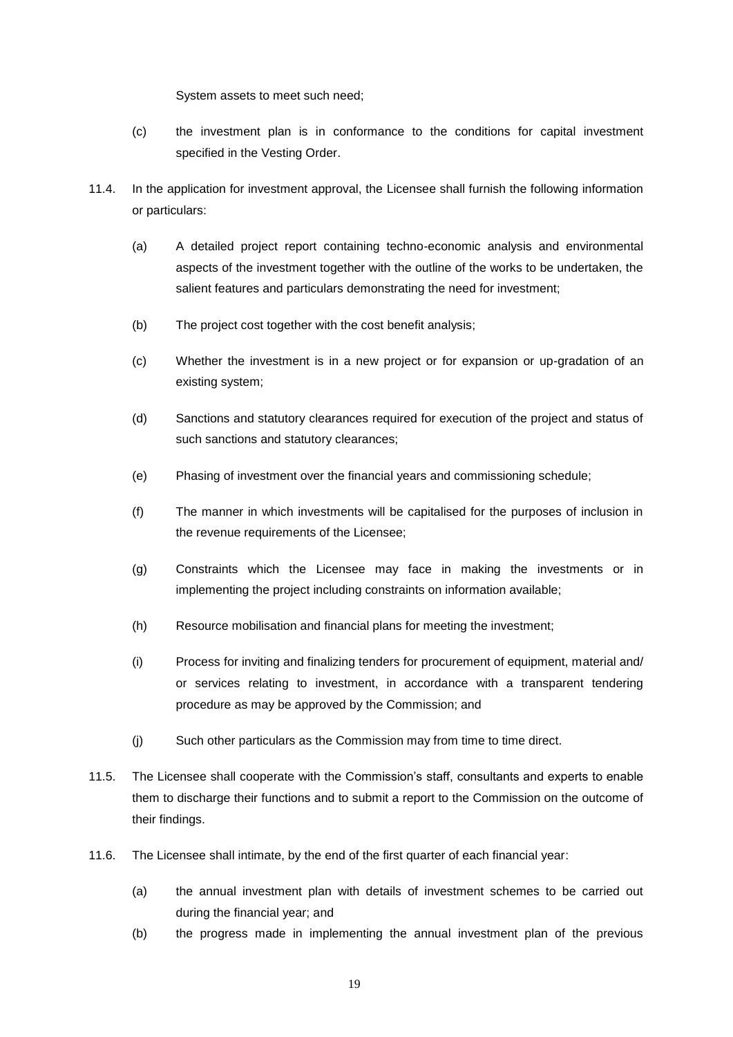System assets to meet such need;

(c) the investment plan is in conformance to the conditions for capital investment specified in the Vesting Order.

11.4. In the application for investment approval, the Licensee shall furnish the following information or particulars:

(a) A detailed project report containing techno-economic analysis and environmental aspects of the investment together with the outline of the works to be undertaken, the salient features and particulars demonstrating the need for investment;

(b) The project cost together with the cost benefit analysis;

(c) Whether the investment is in a new project or for expansion or up-gradation of an existing system;

(d) Sanctions and statutory clearances required for execution of the project and status of such sanctions and statutory clearances;

(e) Phasing of investment over the financial years and commissioning schedule;

(f) The manner in which investments will be capitalised for the purposes of inclusion in the revenue requirements of the Licensee;

(g) Constraints which the Licensee may face in making the investments or in implementing the project including constraints on information available;

(h) Resource mobilisation and financial plans for meeting the investment;

(i) Process for inviting and finalizing tenders for procurement of equipment, material and/ or services relating to investment, in accordance with a transparent tendering procedure as may be approved by the Commission; and

(j) Such other particulars as the Commission may from time to time direct.

11.5. The Licensee shall cooperate with the Commission's staff, consultants and experts to enable them to discharge their functions and to submit a report to the Commission on the outcome of their findings.

11.6. The Licensee shall intimate, by the end of the first quarter of each financial year:

(a) the annual investment plan with details of investment schemes to be carried out during the financial year; and

(b) the progress made in implementing the annual investment plan of the previous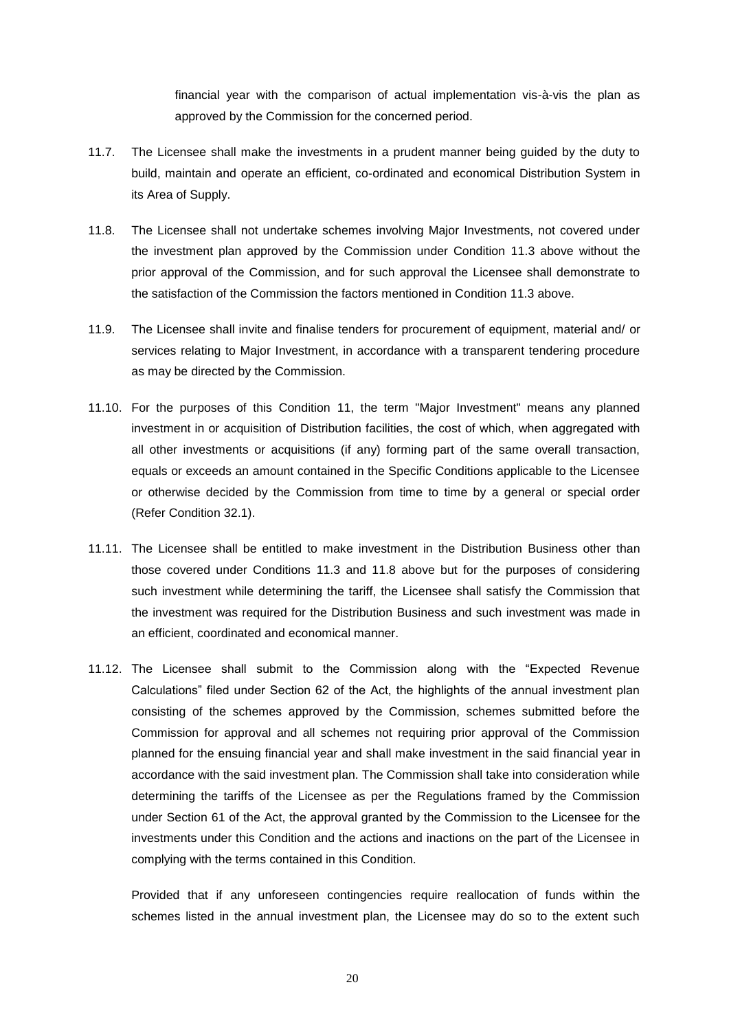financial year with the comparison of actual implementation vis-à-vis the plan as approved by the Commission for the concerned period.

11.7. The Licensee shall make the investments in a prudent manner being guided by the duty to build, maintain and operate an efficient, co-ordinated and economical Distribution System in its Area of Supply.

11.8. The Licensee shall not undertake schemes involving Major Investments, not covered under the investment plan approved by the Commission under Condition 11.3 above without the prior approval of the Commission, and for such approval the Licensee shall demonstrate to the satisfaction of the Commission the factors mentioned in Condition 11.3 above.

11.9. The Licensee shall invite and finalise tenders for procurement of equipment, material and/ or services relating to Major Investment, in accordance with a transparent tendering procedure as may be directed by the Commission.

11.10. For the purposes of this Condition 11, the term "Major Investment" means any planned investment in or acquisition of Distribution facilities, the cost of which, when aggregated with all other investments or acquisitions (if any) forming part of the same overall transaction, equals or exceeds an amount contained in the Specific Conditions applicable to the Licensee or otherwise decided by the Commission from time to time by a general or special order (Refer Condition 32.1).

11.11. The Licensee shall be entitled to make investment in the Distribution Business other than those covered under Conditions 11.3 and 11.8 above but for the purposes of considering such investment while determining the tariff, the Licensee shall satisfy the Commission that the investment was required for the Distribution Business and such investment was made in an efficient, coordinated and economical manner.

11.12. The Licensee shall submit to the Commission along with the "Expected Revenue Calculations" filed under Section 62 of the Act, the highlights of the annual investment plan consisting of the schemes approved by the Commission, schemes submitted before the Commission for approval and all schemes not requiring prior approval of the Commission planned for the ensuing financial year and shall make investment in the said financial year in accordance with the said investment plan. The Commission shall take into consideration while determining the tariffs of the Licensee as per the Regulations framed by the Commission under Section 61 of the Act, the approval granted by the Commission to the Licensee for the investments under this Condition and the actions and inactions on the part of the Licensee in complying with the terms contained in this Condition.

Provided that if any unforeseen contingencies require reallocation of funds within the schemes listed in the annual investment plan, the Licensee may do so to the extent such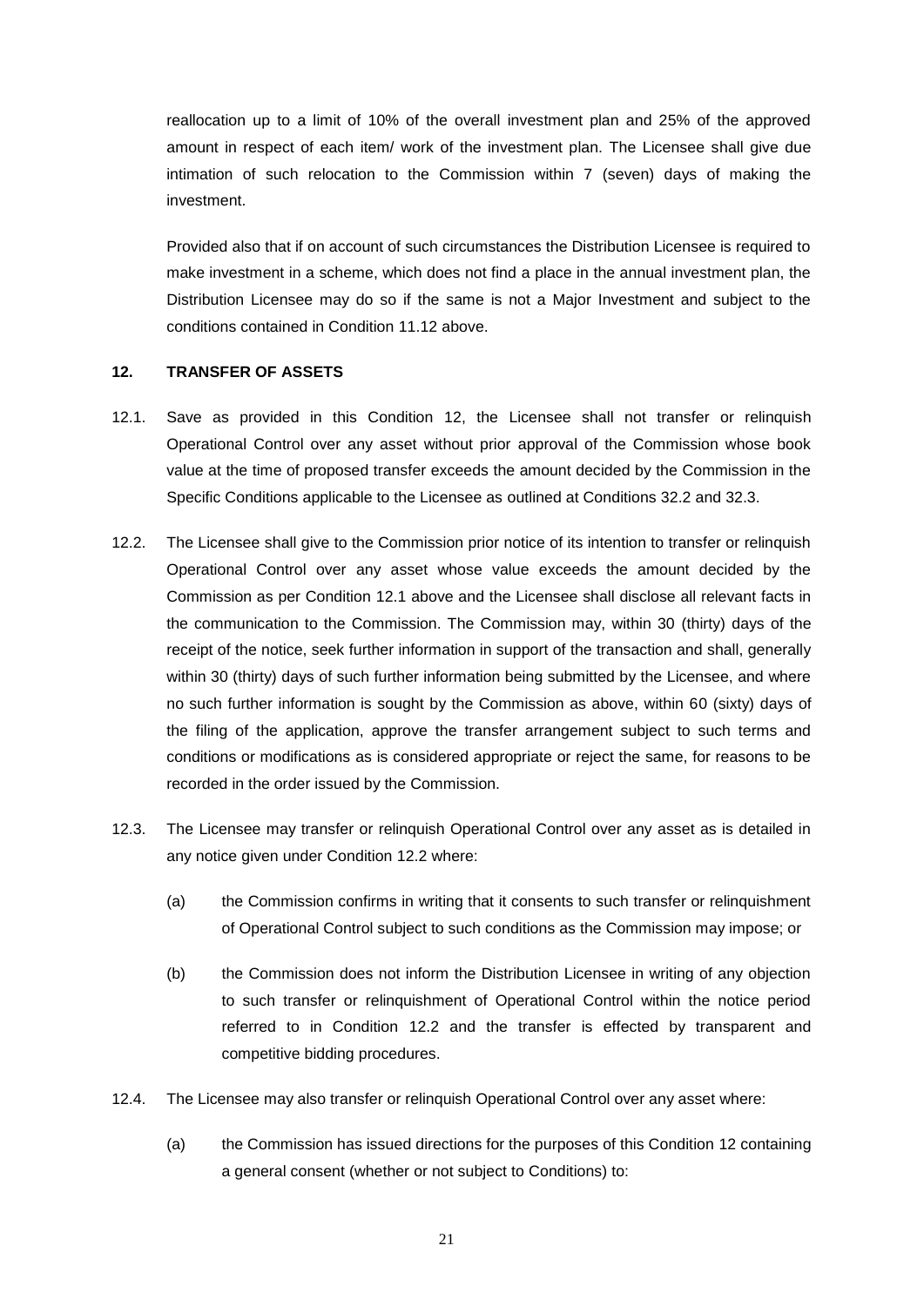reallocation up to a limit of 10% of the overall investment plan and 25% of the approved amount in respect of each item/ work of the investment plan. The Licensee shall give due intimation of such relocation to the Commission within 7 (seven) days of making the investment.

Provided also that if on account of such circumstances the Distribution Licensee is required to make investment in a scheme, which does not find a place in the annual investment plan, the Distribution Licensee may do so if the same is not a Major Investment and subject to the conditions contained in Condition 11.12 above.

## 12. TRANSFER OF ASSETS

12.1. Save as provided in this Condition 12, the Licensee shall not transfer or relinquish Operational Control over any asset without prior approval of the Commission whose book value at the time of proposed transfer exceeds the amount decided by the Commission in the Specific Conditions applicable to the Licensee as outlined at Conditions 32.2 and 32.3.

12.2. The Licensee shall give to the Commission prior notice of its intention to transfer or relinquish Operational Control over any asset whose value exceeds the amount decided by the Commission as per Condition 12.1 above and the Licensee shall disclose all relevant facts in the communication to the Commission. The Commission may, within 30 (thirty) days of the receipt of the notice, seek further information in support of the transaction and shall, generally within 30 (thirty) days of such further information being submitted by the Licensee, and where no such further information is sought by the Commission as above, within 60 (sixty) days of the filing of the application, approve the transfer arrangement subject to such terms and conditions or modifications as is considered appropriate or reject the same, for reasons to be recorded in the order issued by the Commission.

12.3. The Licensee may transfer or relinquish Operational Control over any asset as is detailed in any notice given under Condition 12.2 where:

(a) the Commission confirms in writing that it consents to such transfer or relinquishment of Operational Control subject to such conditions as the Commission may impose; or

(b) the Commission does not inform the Distribution Licensee in writing of any objection to such transfer or relinquishment of Operational Control within the notice period referred to in Condition 12.2 and the transfer is effected by transparent and competitive bidding procedures.

12.4. The Licensee may also transfer or relinquish Operational Control over any asset where:

(a) the Commission has issued directions for the purposes of this Condition 12 containing a general consent (whether or not subject to Conditions) to: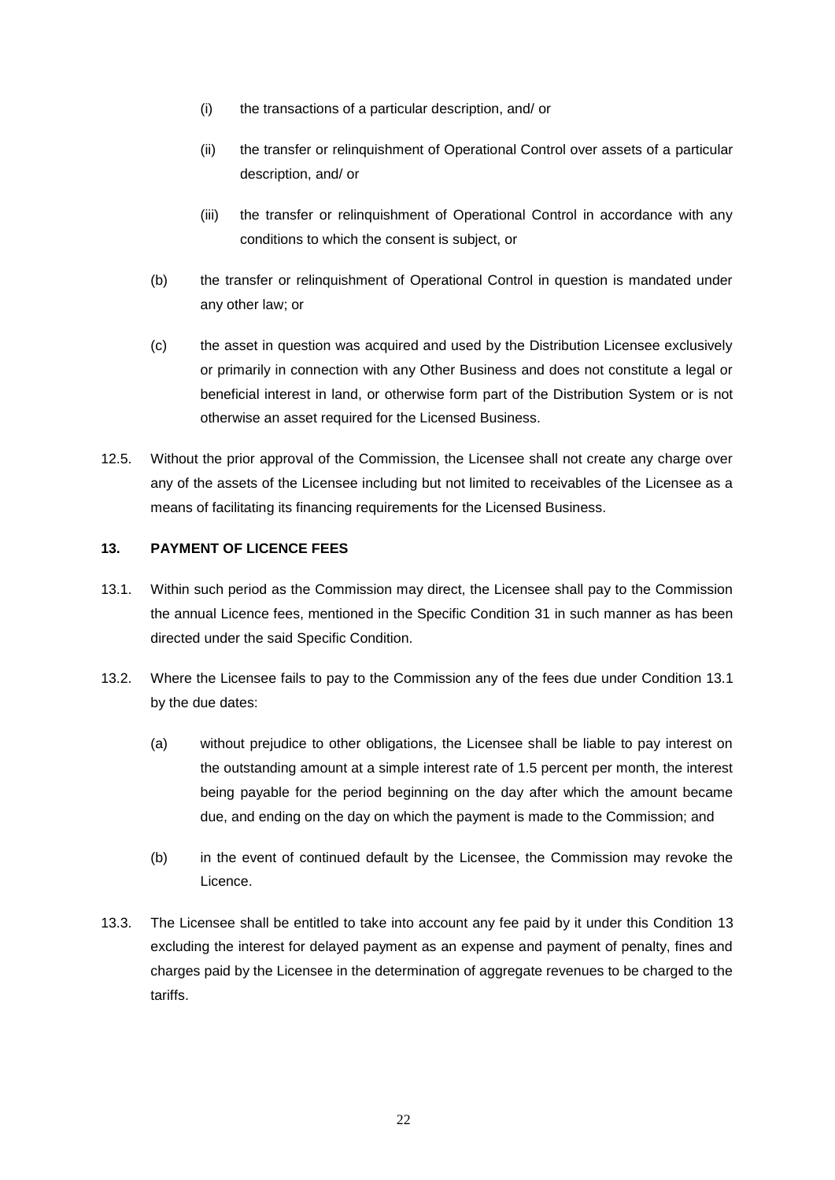(i) the transactions of a particular description, and/ or

(ii) the transfer or relinquishment of Operational Control over assets of a particular description, and/ or

(iii) the transfer or relinquishment of Operational Control in accordance with any conditions to which the consent is subject, or

(b) the transfer or relinquishment of Operational Control in question is mandated under any other law; or

(c) the asset in question was acquired and used by the Distribution Licensee exclusively or primarily in connection with any Other Business and does not constitute a legal or beneficial interest in land, or otherwise form part of the Distribution System or is not otherwise an asset required for the Licensed Business.

12.5. Without the prior approval of the Commission, the Licensee shall not create any charge over any of the assets of the Licensee including but not limited to receivables of the Licensee as a means of facilitating its financing requirements for the Licensed Business.

**13. PAYMENT OF LICENCE FEES**

13.1. Within such period as the Commission may direct, the Licensee shall pay to the Commission the annual Licence fees, mentioned in the Specific Condition 31 in such manner as has been directed under the said Specific Condition.

13.2. Where the Licensee fails to pay to the Commission any of the fees due under Condition 13.1 by the due dates:

(a) without prejudice to other obligations, the Licensee shall be liable to pay interest on the outstanding amount at a simple interest rate of 1.5 percent per month, the interest being payable for the period beginning on the day after which the amount became due, and ending on the day on which the payment is made to the Commission; and

(b) in the event of continued default by the Licensee, the Commission may revoke the Licence.

13.3. The Licensee shall be entitled to take into account any fee paid by it under this Condition 13 excluding the interest for delayed payment as an expense and payment of penalty, fines and charges paid by the Licensee in the determination of aggregate revenues to be charged to the tariffs.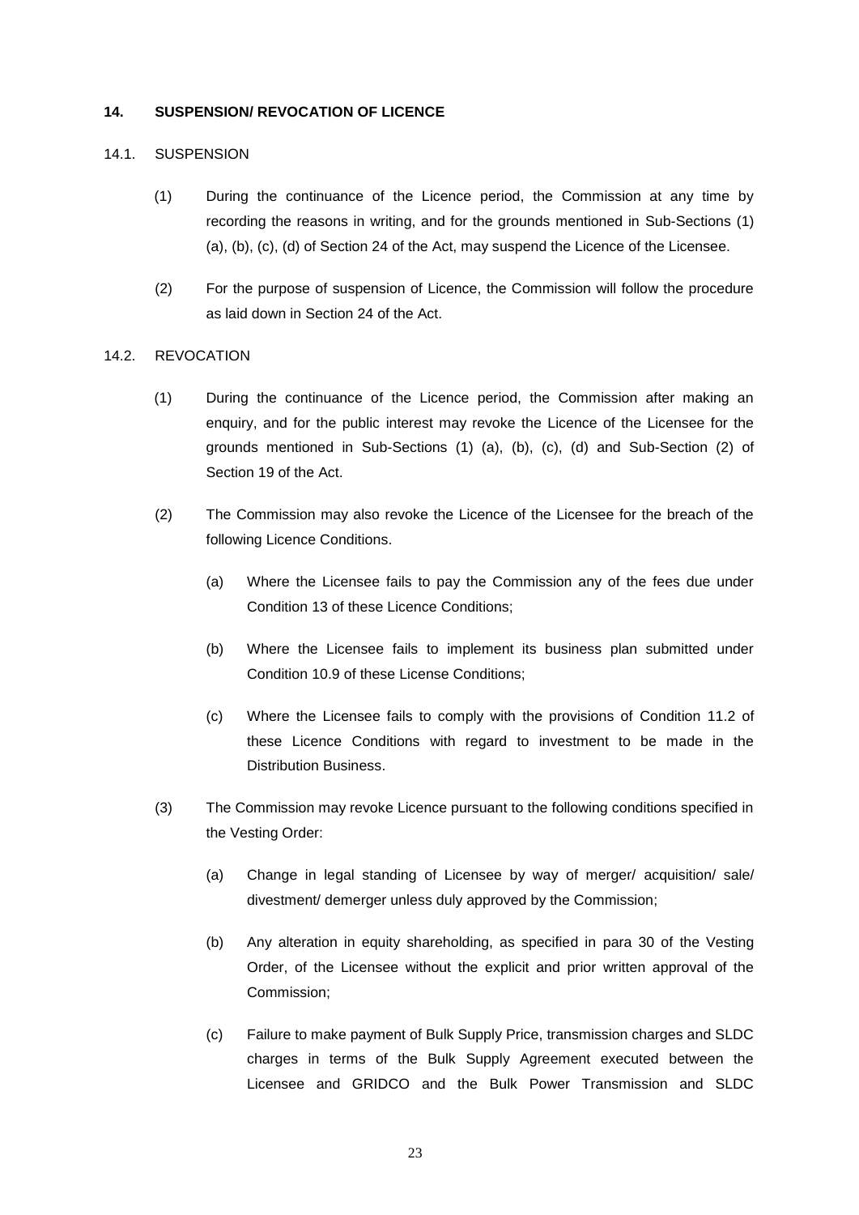## 14. SUSPENSION/ REVOCATION OF LICENCE

### 14.1. SUSPENSION

(1) During the continuance of the Licence period, the Commission at any time by recording the reasons in writing, and for the grounds mentioned in Sub-Sections (1) (a), (b), (c), (d) of Section 24 of the Act, may suspend the Licence of the Licensee.

(2) For the purpose of suspension of Licence, the Commission will follow the procedure as laid down in Section 24 of the Act.

### 14.2. REVOCATION

(1) During the continuance of the Licence period, the Commission after making an enquiry, and for the public interest may revoke the Licence of the Licensee for the grounds mentioned in Sub-Sections (1) (a), (b), (c), (d) and Sub-Section (2) of Section 19 of the Act.

(2) The Commission may also revoke the Licence of the Licensee for the breach of the following Licence Conditions.

   (a) Where the Licensee fails to pay the Commission any of the fees due under Condition 13 of these Licence Conditions;

   (b) Where the Licensee fails to implement its business plan submitted under Condition 10.9 of these License Conditions;

   (c) Where the Licensee fails to comply with the provisions of Condition 11.2 of these Licence Conditions with regard to investment to be made in the Distribution Business.

(3) The Commission may revoke Licence pursuant to the following conditions specified in the Vesting Order:

   (a) Change in legal standing of Licensee by way of merger/ acquisition/ sale/ divestment/ demerger unless duly approved by the Commission;

   (b) Any alteration in equity shareholding, as specified in para 30 of the Vesting Order, of the Licensee without the explicit and prior written approval of the Commission;

   (c) Failure to make payment of Bulk Supply Price, transmission charges and SLDC charges in terms of the Bulk Supply Agreement executed between the Licensee and GRIDCO and the Bulk Power Transmission and SLDC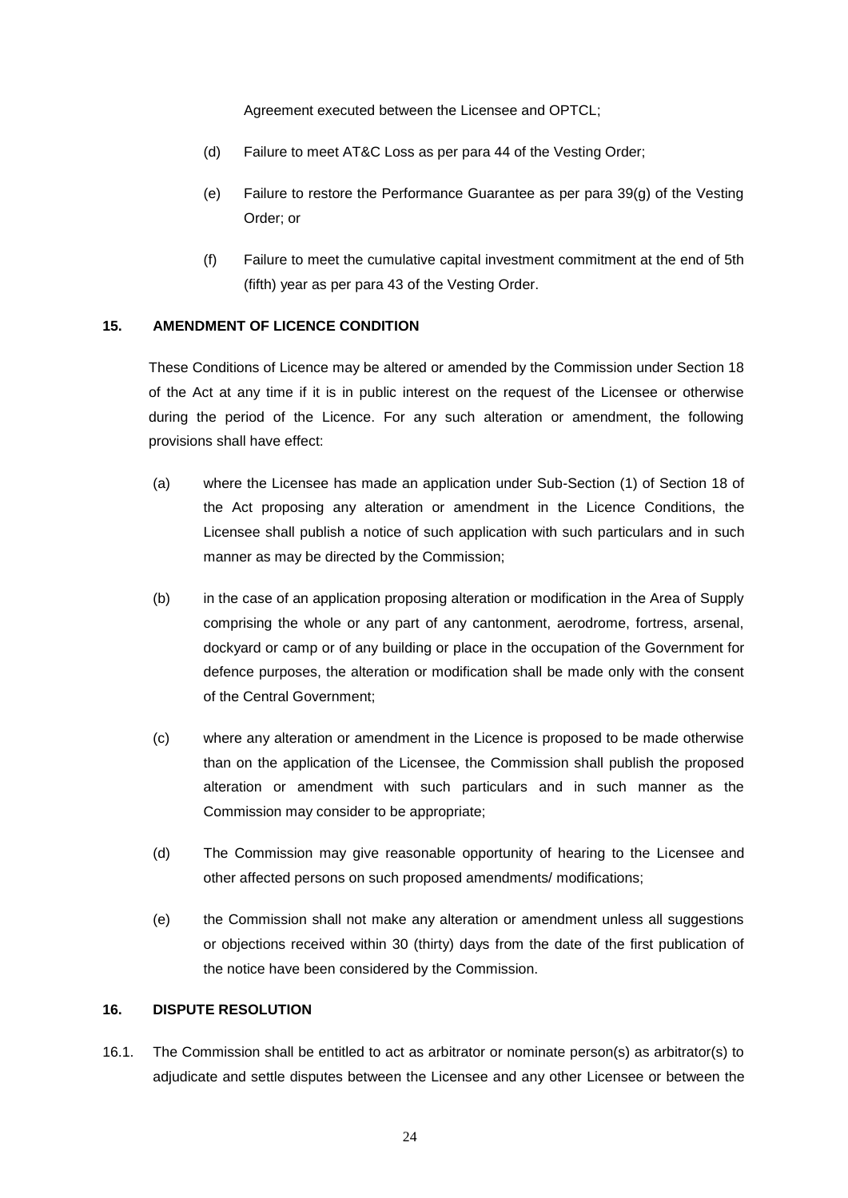Agreement executed between the Licensee and OPTCL;

(d) Failure to meet AT&C Loss as per para 44 of the Vesting Order;

(e) Failure to restore the Performance Guarantee as per para 39(g) of the Vesting Order; or

(f) Failure to meet the cumulative capital investment commitment at the end of 5th (fifth) year as per para 43 of the Vesting Order.

## 15. AMENDMENT OF LICENCE CONDITION

These Conditions of Licence may be altered or amended by the Commission under Section 18 of the Act at any time if it is in public interest on the request of the Licensee or otherwise during the period of the Licence. For any such alteration or amendment, the following provisions shall have effect:

(a) where the Licensee has made an application under Sub-Section (1) of Section 18 of the Act proposing any alteration or amendment in the Licence Conditions, the Licensee shall publish a notice of such application with such particulars and in such manner as may be directed by the Commission;

(b) in the case of an application proposing alteration or modification in the Area of Supply comprising the whole or any part of any cantonment, aerodrome, fortress, arsenal, dockyard or camp or of any building or place in the occupation of the Government for defence purposes, the alteration or modification shall be made only with the consent of the Central Government;

(c) where any alteration or amendment in the Licence is proposed to be made otherwise than on the application of the Licensee, the Commission shall publish the proposed alteration or amendment with such particulars and in such manner as the Commission may consider to be appropriate;

(d) The Commission may give reasonable opportunity of hearing to the Licensee and other affected persons on such proposed amendments/ modifications;

(e) the Commission shall not make any alteration or amendment unless all suggestions or objections received within 30 (thirty) days from the date of the first publication of the notice have been considered by the Commission.

## 16. DISPUTE RESOLUTION

16.1. The Commission shall be entitled to act as arbitrator or nominate person(s) as arbitrator(s) to adjudicate and settle disputes between the Licensee and any other Licensee or between the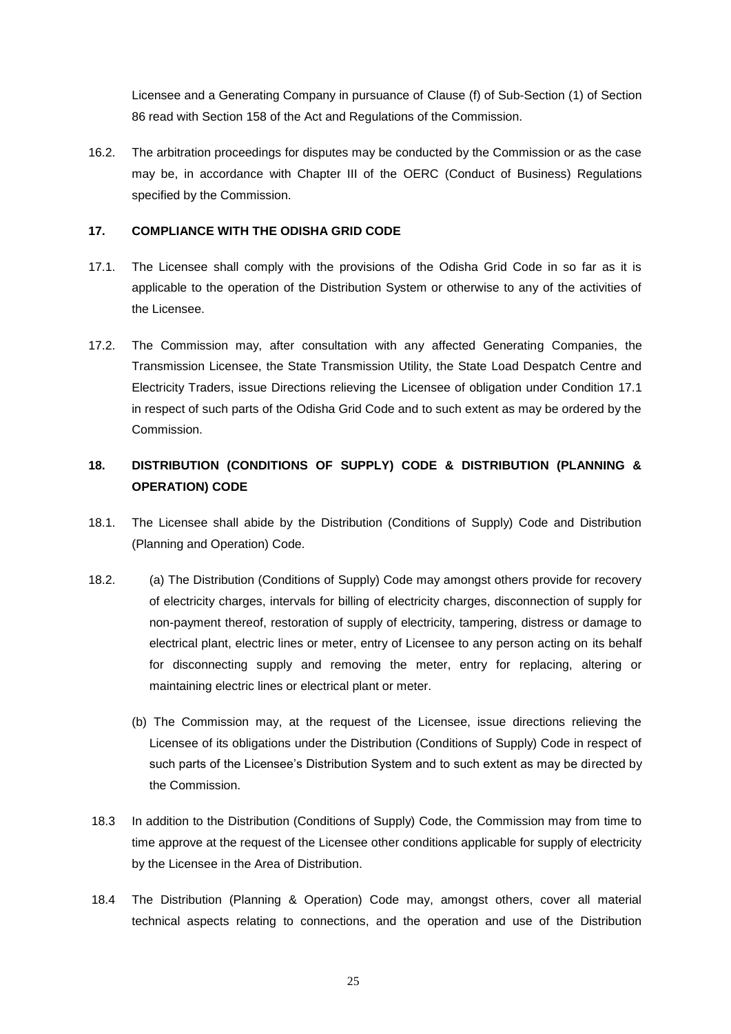Licensee and a Generating Company in pursuance of Clause (f) of Sub-Section (1) of Section 86 read with Section 158 of the Act and Regulations of the Commission.

16.2. The arbitration proceedings for disputes may be conducted by the Commission or as the case may be, in accordance with Chapter III of the OERC (Conduct of Business) Regulations specified by the Commission.

### 17. COMPLIANCE WITH THE ODISHA GRID CODE

17.1. The Licensee shall comply with the provisions of the Odisha Grid Code in so far as it is applicable to the operation of the Distribution System or otherwise to any of the activities of the Licensee.

17.2. The Commission may, after consultation with any affected Generating Companies, the Transmission Licensee, the State Transmission Utility, the State Load Despatch Centre and Electricity Traders, issue Directions relieving the Licensee of obligation under Condition 17.1 in respect of such parts of the Odisha Grid Code and to such extent as may be ordered by the Commission.

### 18. DISTRIBUTION (CONDITIONS OF SUPPLY) CODE & DISTRIBUTION (PLANNING & OPERATION) CODE

18.1. The Licensee shall abide by the Distribution (Conditions of Supply) Code and Distribution (Planning and Operation) Code.

18.2. (a) The Distribution (Conditions of Supply) Code may amongst others provide for recovery of electricity charges, intervals for billing of electricity charges, disconnection of supply for non-payment thereof, restoration of supply of electricity, tampering, distress or damage to electrical plant, electric lines or meter, entry of Licensee to any person acting on its behalf for disconnecting supply and removing the meter, entry for replacing, altering or maintaining electric lines or electrical plant or meter.

(b) The Commission may, at the request of the Licensee, issue directions relieving the Licensee of its obligations under the Distribution (Conditions of Supply) Code in respect of such parts of the Licensee's Distribution System and to such extent as may be directed by the Commission.

18.3 In addition to the Distribution (Conditions of Supply) Code, the Commission may from time to time approve at the request of the Licensee other conditions applicable for supply of electricity by the Licensee in the Area of Distribution.

18.4 The Distribution (Planning & Operation) Code may, amongst others, cover all material technical aspects relating to connections, and the operation and use of the Distribution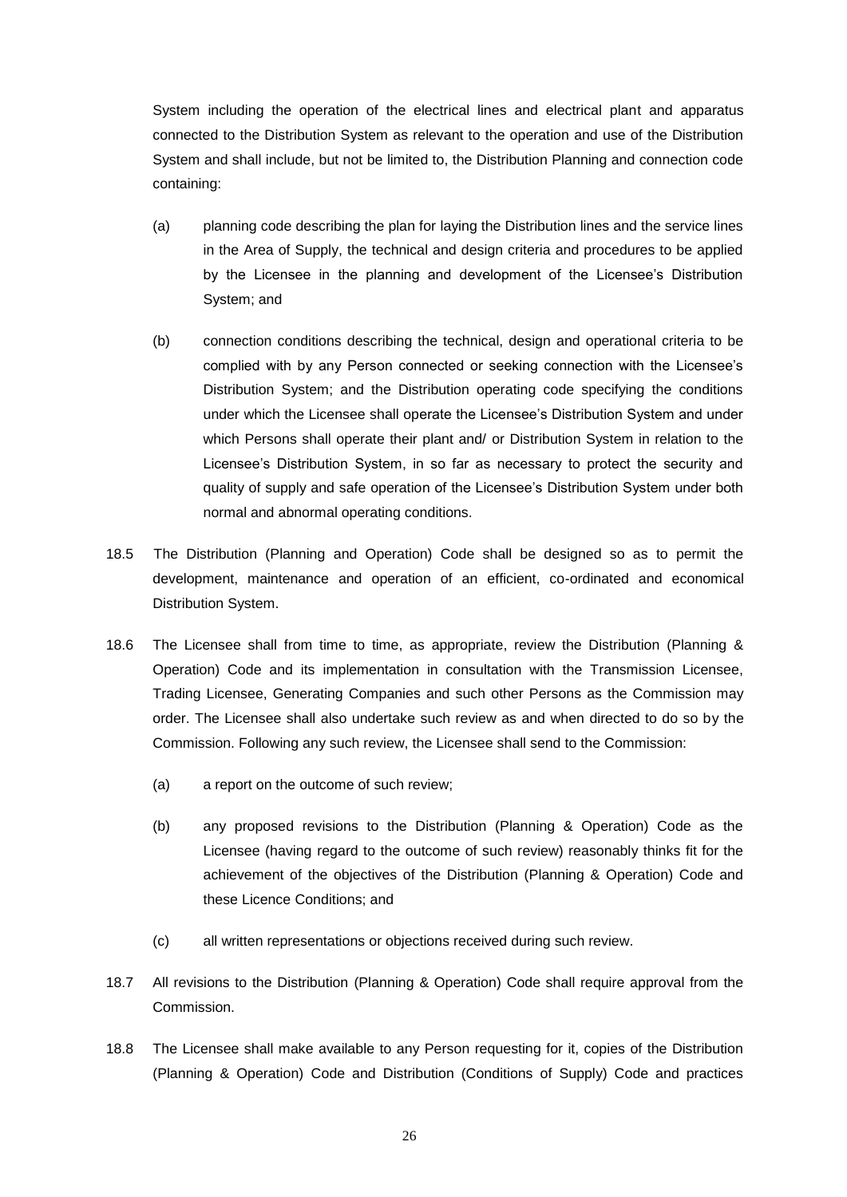System including the operation of the electrical lines and electrical plant and apparatus connected to the Distribution System as relevant to the operation and use of the Distribution System and shall include, but not be limited to, the Distribution Planning and connection code containing:

(a) planning code describing the plan for laying the Distribution lines and the service lines in the Area of Supply, the technical and design criteria and procedures to be applied by the Licensee in the planning and development of the Licensee's Distribution System; and

(b) connection conditions describing the technical, design and operational criteria to be complied with by any Person connected or seeking connection with the Licensee's Distribution System; and the Distribution operating code specifying the conditions under which the Licensee shall operate the Licensee's Distribution System and under which Persons shall operate their plant and/ or Distribution System in relation to the Licensee's Distribution System, in so far as necessary to protect the security and quality of supply and safe operation of the Licensee's Distribution System under both normal and abnormal operating conditions.

18.5 The Distribution (Planning and Operation) Code shall be designed so as to permit the development, maintenance and operation of an efficient, co-ordinated and economical Distribution System.

18.6 The Licensee shall from time to time, as appropriate, review the Distribution (Planning & Operation) Code and its implementation in consultation with the Transmission Licensee, Trading Licensee, Generating Companies and such other Persons as the Commission may order. The Licensee shall also undertake such review as and when directed to do so by the Commission. Following any such review, the Licensee shall send to the Commission:

(a) a report on the outcome of such review;

(b) any proposed revisions to the Distribution (Planning & Operation) Code as the Licensee (having regard to the outcome of such review) reasonably thinks fit for the achievement of the objectives of the Distribution (Planning & Operation) Code and these Licence Conditions; and

(c) all written representations or objections received during such review.

18.7 All revisions to the Distribution (Planning & Operation) Code shall require approval from the Commission.

18.8 The Licensee shall make available to any Person requesting for it, copies of the Distribution (Planning & Operation) Code and Distribution (Conditions of Supply) Code and practices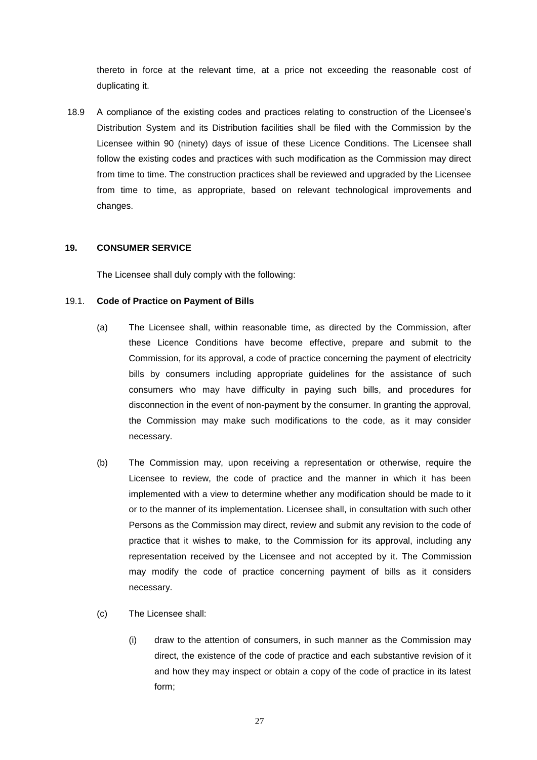thereto in force at the relevant time, at a price not exceeding the reasonable cost of duplicating it.

18.9 A compliance of the existing codes and practices relating to construction of the Licensee's Distribution System and its Distribution facilities shall be filed with the Commission by the Licensee within 90 (ninety) days of issue of these Licence Conditions. The Licensee shall follow the existing codes and practices with such modification as the Commission may direct from time to time. The construction practices shall be reviewed and upgraded by the Licensee from time to time, as appropriate, based on relevant technological improvements and changes.

## 19. CONSUMER SERVICE

The Licensee shall duly comply with the following:

### 19.1. Code of Practice on Payment of Bills

(a) The Licensee shall, within reasonable time, as directed by the Commission, after these Licence Conditions have become effective, prepare and submit to the Commission, for its approval, a code of practice concerning the payment of electricity bills by consumers including appropriate guidelines for the assistance of such consumers who may have difficulty in paying such bills, and procedures for disconnection in the event of non-payment by the consumer. In granting the approval, the Commission may make such modifications to the code, as it may consider necessary.

(b) The Commission may, upon receiving a representation or otherwise, require the Licensee to review, the code of practice and the manner in which it has been implemented with a view to determine whether any modification should be made to it or to the manner of its implementation. Licensee shall, in consultation with such other Persons as the Commission may direct, review and submit any revision to the code of practice that it wishes to make, to the Commission for its approval, including any representation received by the Licensee and not accepted by it. The Commission may modify the code of practice concerning payment of bills as it considers necessary.

(c) The Licensee shall:

(i) draw to the attention of consumers, in such manner as the Commission may direct, the existence of the code of practice and each substantive revision of it and how they may inspect or obtain a copy of the code of practice in its latest form;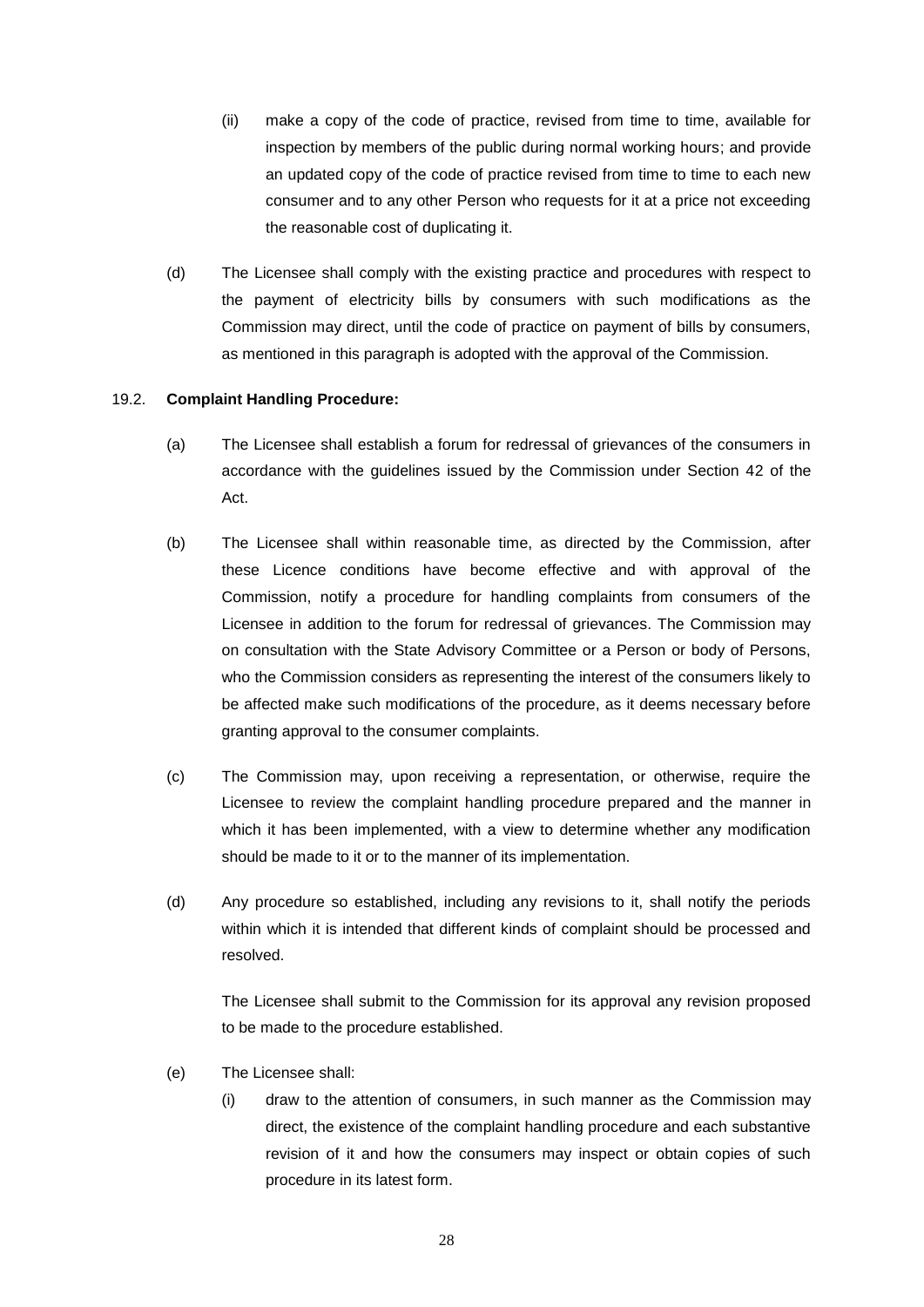(ii) make a copy of the code of practice, revised from time to time, available for inspection by members of the public during normal working hours; and provide an updated copy of the code of practice revised from time to time to each new consumer and to any other Person who requests for it at a price not exceeding the reasonable cost of duplicating it.

(d) The Licensee shall comply with the existing practice and procedures with respect to the payment of electricity bills by consumers with such modifications as the Commission may direct, until the code of practice on payment of bills by consumers, as mentioned in this paragraph is adopted with the approval of the Commission.

19.2. **Complaint Handling Procedure:**

(a) The Licensee shall establish a forum for redressal of grievances of the consumers in accordance with the guidelines issued by the Commission under Section 42 of the Act.

(b) The Licensee shall within reasonable time, as directed by the Commission, after these Licence conditions have become effective and with approval of the Commission, notify a procedure for handling complaints from consumers of the Licensee in addition to the forum for redressal of grievances. The Commission may on consultation with the State Advisory Committee or a Person or body of Persons, who the Commission considers as representing the interest of the consumers likely to be affected make such modifications of the procedure, as it deems necessary before granting approval to the consumer complaints.

(c) The Commission may, upon receiving a representation, or otherwise, require the Licensee to review the complaint handling procedure prepared and the manner in which it has been implemented, with a view to determine whether any modification should be made to it or to the manner of its implementation.

(d) Any procedure so established, including any revisions to it, shall notify the periods within which it is intended that different kinds of complaint should be processed and resolved.

The Licensee shall submit to the Commission for its approval any revision proposed to be made to the procedure established.

(e) The Licensee shall:

(i) draw to the attention of consumers, in such manner as the Commission may direct, the existence of the complaint handling procedure and each substantive revision of it and how the consumers may inspect or obtain copies of such procedure in its latest form.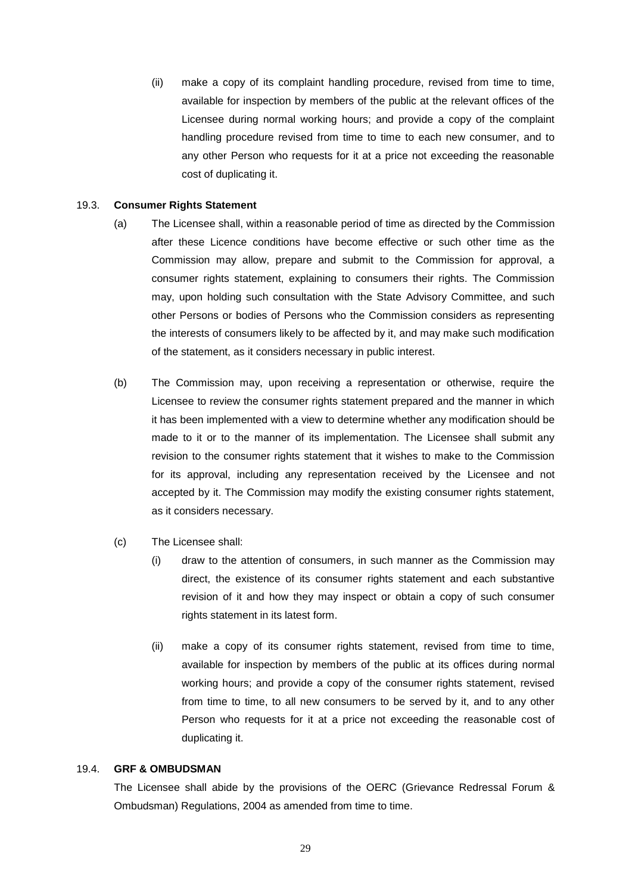(ii) make a copy of its complaint handling procedure, revised from time to time, available for inspection by members of the public at the relevant offices of the Licensee during normal working hours; and provide a copy of the complaint handling procedure revised from time to time to each new consumer, and to any other Person who requests for it at a price not exceeding the reasonable cost of duplicating it.

19.3. **Consumer Rights Statement**

(a) The Licensee shall, within a reasonable period of time as directed by the Commission after these Licence conditions have become effective or such other time as the Commission may allow, prepare and submit to the Commission for approval, a consumer rights statement, explaining to consumers their rights. The Commission may, upon holding such consultation with the State Advisory Committee, and such other Persons or bodies of Persons who the Commission considers as representing the interests of consumers likely to be affected by it, and may make such modification of the statement, as it considers necessary in public interest.

(b) The Commission may, upon receiving a representation or otherwise, require the Licensee to review the consumer rights statement prepared and the manner in which it has been implemented with a view to determine whether any modification should be made to it or to the manner of its implementation. The Licensee shall submit any revision to the consumer rights statement that it wishes to make to the Commission for its approval, including any representation received by the Licensee and not accepted by it. The Commission may modify the existing consumer rights statement, as it considers necessary.

(c) The Licensee shall:

(i) draw to the attention of consumers, in such manner as the Commission may direct, the existence of its consumer rights statement and each substantive revision of it and how they may inspect or obtain a copy of such consumer rights statement in its latest form.

(ii) make a copy of its consumer rights statement, revised from time to time, available for inspection by members of the public at its offices during normal working hours; and provide a copy of the consumer rights statement, revised from time to time, to all new consumers to be served by it, and to any other Person who requests for it at a price not exceeding the reasonable cost of duplicating it.

19.4. **GRF & OMBUDSMAN**

The Licensee shall abide by the provisions of the OERC (Grievance Redressal Forum & Ombudsman) Regulations, 2004 as amended from time to time.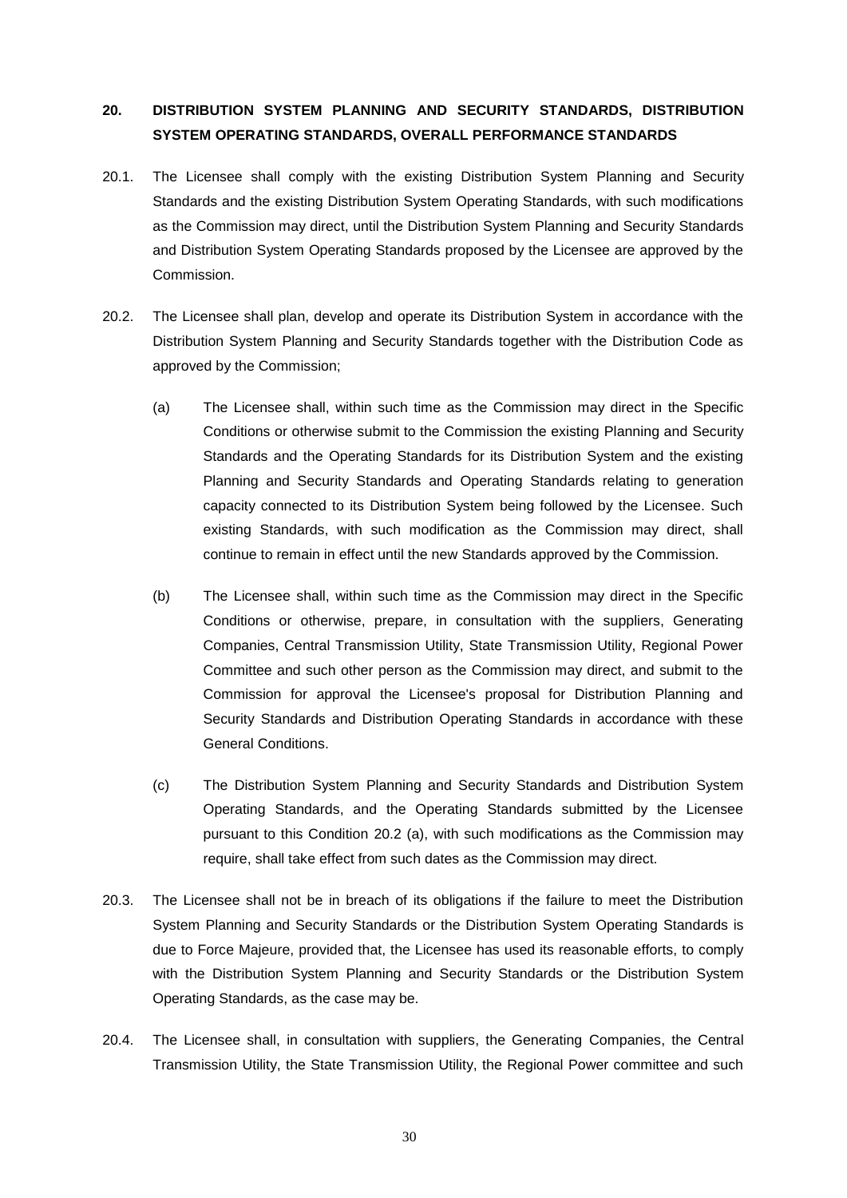## 20. DISTRIBUTION SYSTEM PLANNING AND SECURITY STANDARDS, DISTRIBUTION SYSTEM OPERATING STANDARDS, OVERALL PERFORMANCE STANDARDS

20.1. The Licensee shall comply with the existing Distribution System Planning and Security Standards and the existing Distribution System Operating Standards, with such modifications as the Commission may direct, until the Distribution System Planning and Security Standards and Distribution System Operating Standards proposed by the Licensee are approved by the Commission.

20.2. The Licensee shall plan, develop and operate its Distribution System in accordance with the Distribution System Planning and Security Standards together with the Distribution Code as approved by the Commission;

(a) The Licensee shall, within such time as the Commission may direct in the Specific Conditions or otherwise submit to the Commission the existing Planning and Security Standards and the Operating Standards for its Distribution System and the existing Planning and Security Standards and Operating Standards relating to generation capacity connected to its Distribution System being followed by the Licensee. Such existing Standards, with such modification as the Commission may direct, shall continue to remain in effect until the new Standards approved by the Commission.

(b) The Licensee shall, within such time as the Commission may direct in the Specific Conditions or otherwise, prepare, in consultation with the suppliers, Generating Companies, Central Transmission Utility, State Transmission Utility, Regional Power Committee and such other person as the Commission may direct, and submit to the Commission for approval the Licensee's proposal for Distribution Planning and Security Standards and Distribution Operating Standards in accordance with these General Conditions.

(c) The Distribution System Planning and Security Standards and Distribution System Operating Standards, and the Operating Standards submitted by the Licensee pursuant to this Condition 20.2 (a), with such modifications as the Commission may require, shall take effect from such dates as the Commission may direct.

20.3. The Licensee shall not be in breach of its obligations if the failure to meet the Distribution System Planning and Security Standards or the Distribution System Operating Standards is due to Force Majeure, provided that, the Licensee has used its reasonable efforts, to comply with the Distribution System Planning and Security Standards or the Distribution System Operating Standards, as the case may be.

20.4. The Licensee shall, in consultation with suppliers, the Generating Companies, the Central Transmission Utility, the State Transmission Utility, the Regional Power committee and such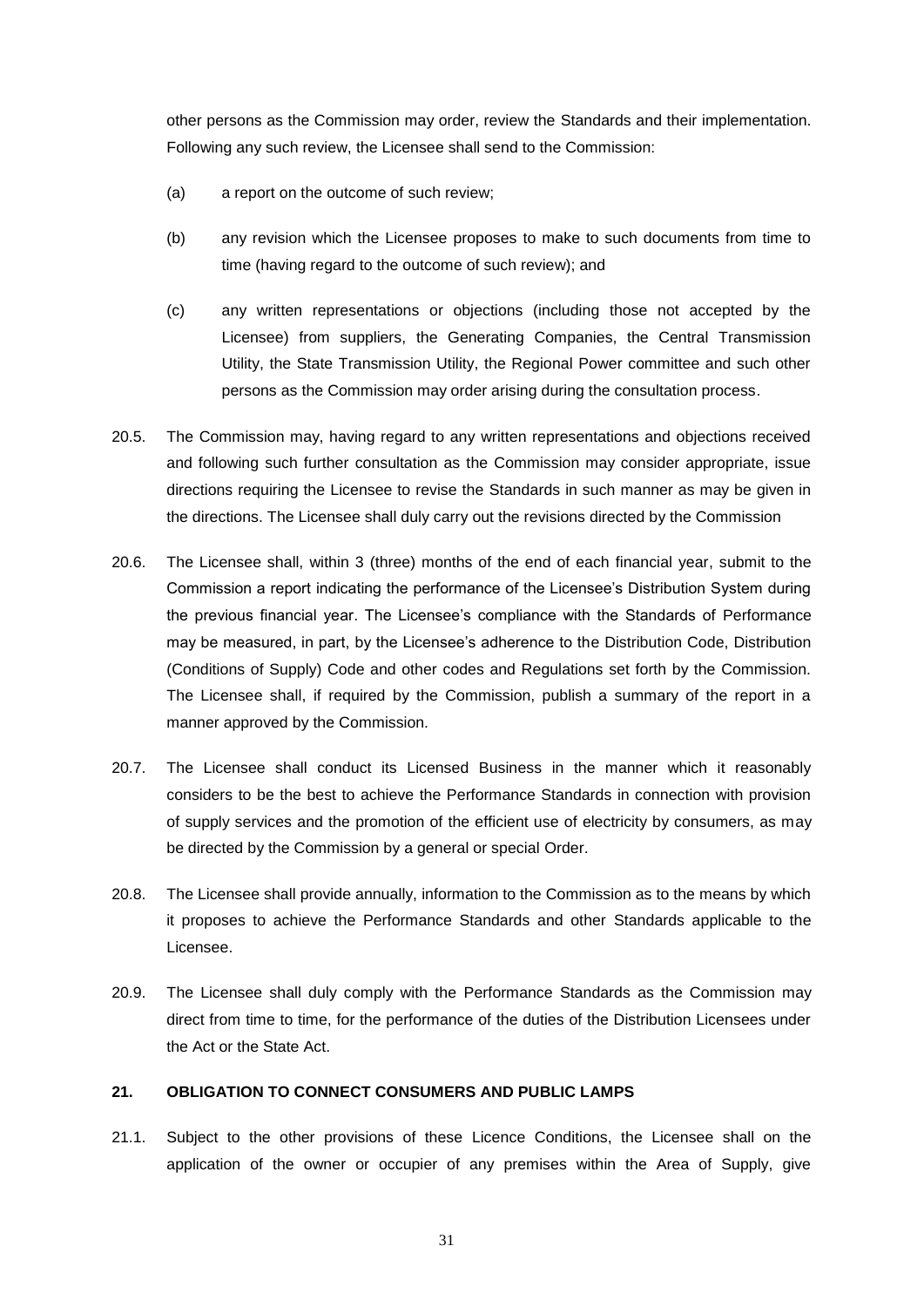other persons as the Commission may order, review the Standards and their implementation. Following any such review, the Licensee shall send to the Commission:

(a) a report on the outcome of such review;

(b) any revision which the Licensee proposes to make to such documents from time to time (having regard to the outcome of such review); and

(c) any written representations or objections (including those not accepted by the Licensee) from suppliers, the Generating Companies, the Central Transmission Utility, the State Transmission Utility, the Regional Power committee and such other persons as the Commission may order arising during the consultation process.

20.5. The Commission may, having regard to any written representations and objections received and following such further consultation as the Commission may consider appropriate, issue directions requiring the Licensee to revise the Standards in such manner as may be given in the directions. The Licensee shall duly carry out the revisions directed by the Commission

20.6. The Licensee shall, within 3 (three) months of the end of each financial year, submit to the Commission a report indicating the performance of the Licensee's Distribution System during the previous financial year. The Licensee's compliance with the Standards of Performance may be measured, in part, by the Licensee's adherence to the Distribution Code, Distribution (Conditions of Supply) Code and other codes and Regulations set forth by the Commission. The Licensee shall, if required by the Commission, publish a summary of the report in a manner approved by the Commission.

20.7. The Licensee shall conduct its Licensed Business in the manner which it reasonably considers to be the best to achieve the Performance Standards in connection with provision of supply services and the promotion of the efficient use of electricity by consumers, as may be directed by the Commission by a general or special Order.

20.8. The Licensee shall provide annually, information to the Commission as to the means by which it proposes to achieve the Performance Standards and other Standards applicable to the Licensee.

20.9. The Licensee shall duly comply with the Performance Standards as the Commission may direct from time to time, for the performance of the duties of the Distribution Licensees under the Act or the State Act.

## 21. OBLIGATION TO CONNECT CONSUMERS AND PUBLIC LAMPS

21.1. Subject to the other provisions of these Licence Conditions, the Licensee shall on the application of the owner or occupier of any premises within the Area of Supply, give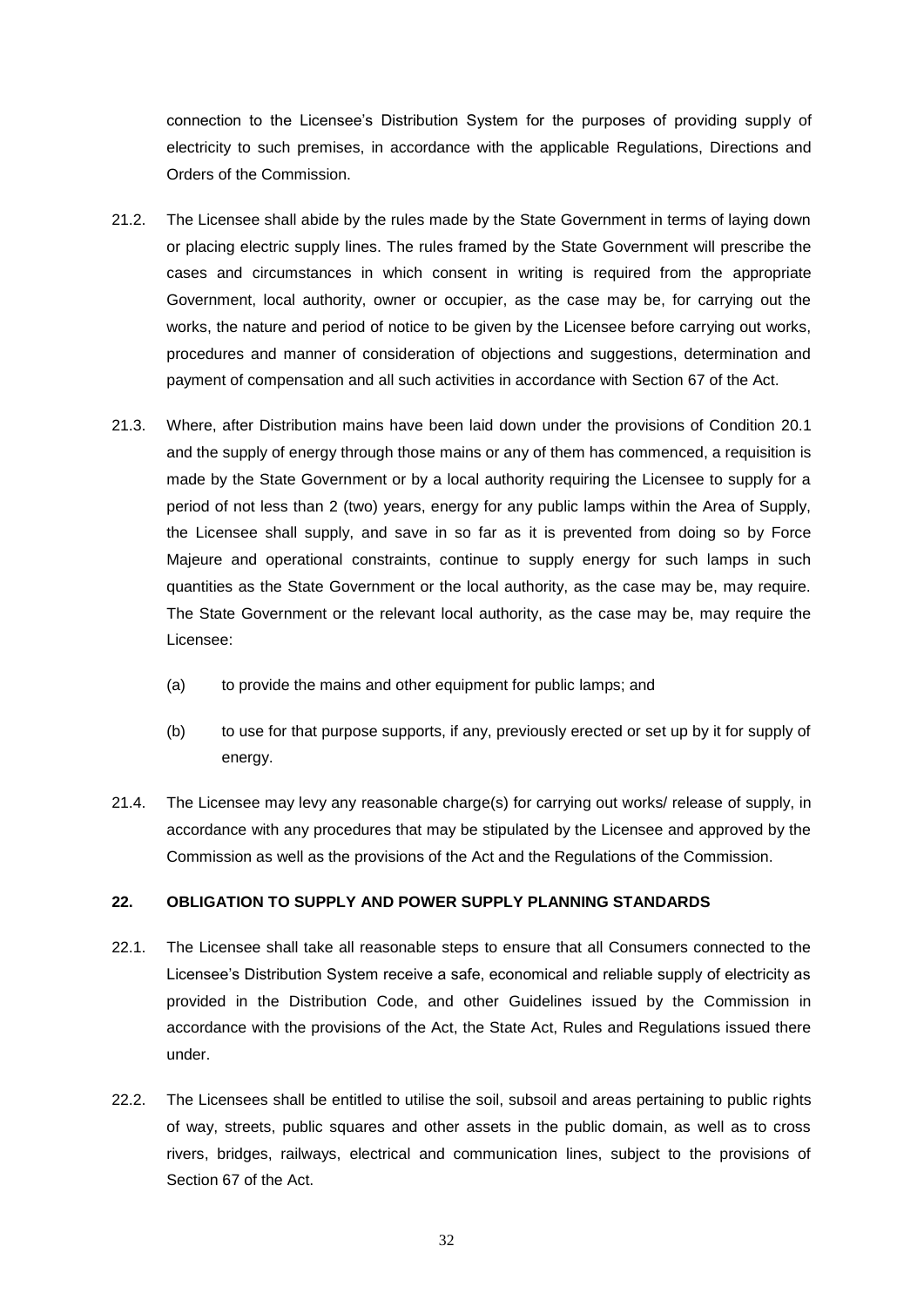connection to the Licensee's Distribution System for the purposes of providing supply of electricity to such premises, in accordance with the applicable Regulations, Directions and Orders of the Commission.

21.2. The Licensee shall abide by the rules made by the State Government in terms of laying down or placing electric supply lines. The rules framed by the State Government will prescribe the cases and circumstances in which consent in writing is required from the appropriate Government, local authority, owner or occupier, as the case may be, for carrying out the works, the nature and period of notice to be given by the Licensee before carrying out works, procedures and manner of consideration of objections and suggestions, determination and payment of compensation and all such activities in accordance with Section 67 of the Act.

21.3. Where, after Distribution mains have been laid down under the provisions of Condition 20.1 and the supply of energy through those mains or any of them has commenced, a requisition is made by the State Government or by a local authority requiring the Licensee to supply for a period of not less than 2 (two) years, energy for any public lamps within the Area of Supply, the Licensee shall supply, and save in so far as it is prevented from doing so by Force Majeure and operational constraints, continue to supply energy for such lamps in such quantities as the State Government or the local authority, as the case may be, may require. The State Government or the relevant local authority, as the case may be, may require the Licensee:

(a) to provide the mains and other equipment for public lamps; and

(b) to use for that purpose supports, if any, previously erected or set up by it for supply of energy.

21.4. The Licensee may levy any reasonable charge(s) for carrying out works/ release of supply, in accordance with any procedures that may be stipulated by the Licensee and approved by the Commission as well as the provisions of the Act and the Regulations of the Commission.

## 22. OBLIGATION TO SUPPLY AND POWER SUPPLY PLANNING STANDARDS

22.1. The Licensee shall take all reasonable steps to ensure that all Consumers connected to the Licensee's Distribution System receive a safe, economical and reliable supply of electricity as provided in the Distribution Code, and other Guidelines issued by the Commission in accordance with the provisions of the Act, the State Act, Rules and Regulations issued there under.

22.2. The Licensees shall be entitled to utilise the soil, subsoil and areas pertaining to public rights of way, streets, public squares and other assets in the public domain, as well as to cross rivers, bridges, railways, electrical and communication lines, subject to the provisions of Section 67 of the Act.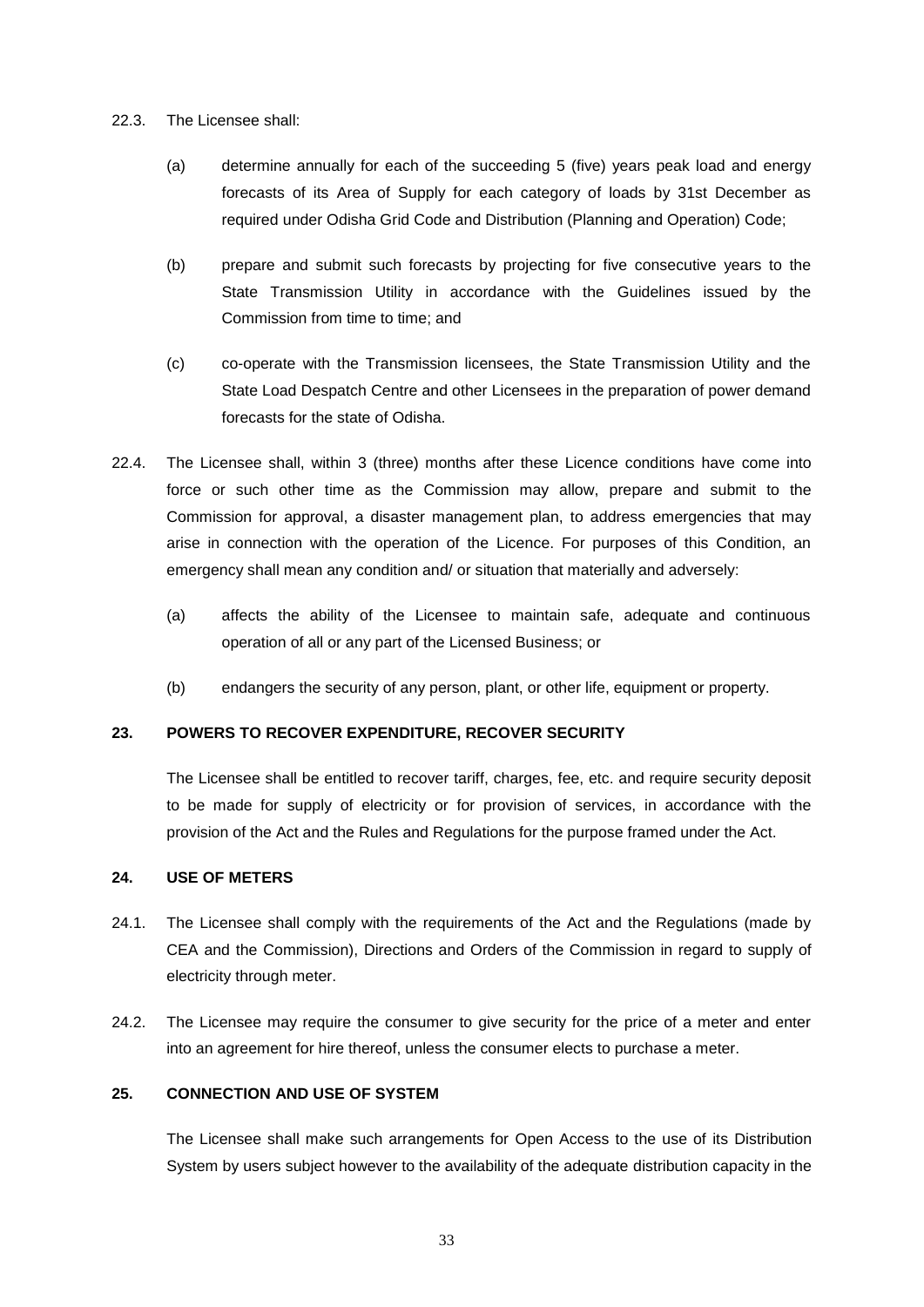22.3. The Licensee shall:

(a) determine annually for each of the succeeding 5 (five) years peak load and energy forecasts of its Area of Supply for each category of loads by 31st December as required under Odisha Grid Code and Distribution (Planning and Operation) Code;

(b) prepare and submit such forecasts by projecting for five consecutive years to the State Transmission Utility in accordance with the Guidelines issued by the Commission from time to time; and

(c) co-operate with the Transmission licensees, the State Transmission Utility and the State Load Despatch Centre and other Licensees in the preparation of power demand forecasts for the state of Odisha.

22.4. The Licensee shall, within 3 (three) months after these Licence conditions have come into force or such other time as the Commission may allow, prepare and submit to the Commission for approval, a disaster management plan, to address emergencies that may arise in connection with the operation of the Licence. For purposes of this Condition, an emergency shall mean any condition and/ or situation that materially and adversely:

(a) affects the ability of the Licensee to maintain safe, adequate and continuous operation of all or any part of the Licensed Business; or

(b) endangers the security of any person, plant, or other life, equipment or property.

## 23. POWERS TO RECOVER EXPENDITURE, RECOVER SECURITY

The Licensee shall be entitled to recover tariff, charges, fee, etc. and require security deposit to be made for supply of electricity or for provision of services, in accordance with the provision of the Act and the Rules and Regulations for the purpose framed under the Act.

## 24. USE OF METERS

24.1. The Licensee shall comply with the requirements of the Act and the Regulations (made by CEA and the Commission), Directions and Orders of the Commission in regard to supply of electricity through meter.

24.2. The Licensee may require the consumer to give security for the price of a meter and enter into an agreement for hire thereof, unless the consumer elects to purchase a meter.

## 25. CONNECTION AND USE OF SYSTEM

The Licensee shall make such arrangements for Open Access to the use of its Distribution System by users subject however to the availability of the adequate distribution capacity in the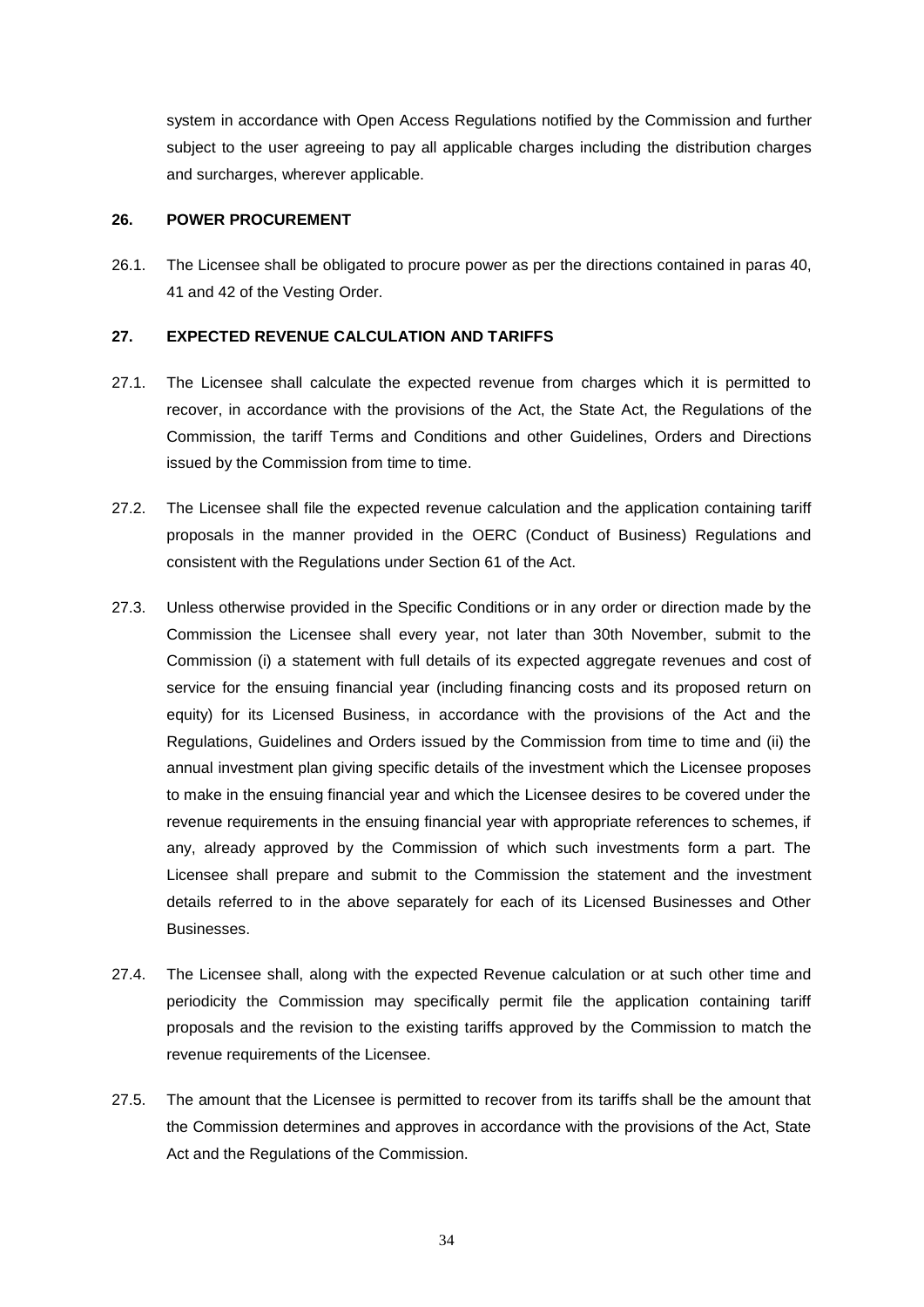system in accordance with Open Access Regulations notified by the Commission and further subject to the user agreeing to pay all applicable charges including the distribution charges and surcharges, wherever applicable.

## 26. POWER PROCUREMENT

26.1. The Licensee shall be obligated to procure power as per the directions contained in paras 40, 41 and 42 of the Vesting Order.

## 27. EXPECTED REVENUE CALCULATION AND TARIFFS

27.1. The Licensee shall calculate the expected revenue from charges which it is permitted to recover, in accordance with the provisions of the Act, the State Act, the Regulations of the Commission, the tariff Terms and Conditions and other Guidelines, Orders and Directions issued by the Commission from time to time.

27.2. The Licensee shall file the expected revenue calculation and the application containing tariff proposals in the manner provided in the OERC (Conduct of Business) Regulations and consistent with the Regulations under Section 61 of the Act.

27.3. Unless otherwise provided in the Specific Conditions or in any order or direction made by the Commission the Licensee shall every year, not later than 30th November, submit to the Commission (i) a statement with full details of its expected aggregate revenues and cost of service for the ensuing financial year (including financing costs and its proposed return on equity) for its Licensed Business, in accordance with the provisions of the Act and the Regulations, Guidelines and Orders issued by the Commission from time to time and (ii) the annual investment plan giving specific details of the investment which the Licensee proposes to make in the ensuing financial year and which the Licensee desires to be covered under the revenue requirements in the ensuing financial year with appropriate references to schemes, if any, already approved by the Commission of which such investments form a part. The Licensee shall prepare and submit to the Commission the statement and the investment details referred to in the above separately for each of its Licensed Businesses and Other Businesses.

27.4. The Licensee shall, along with the expected Revenue calculation or at such other time and periodicity the Commission may specifically permit file the application containing tariff proposals and the revision to the existing tariffs approved by the Commission to match the revenue requirements of the Licensee.

27.5. The amount that the Licensee is permitted to recover from its tariffs shall be the amount that the Commission determines and approves in accordance with the provisions of the Act, State Act and the Regulations of the Commission.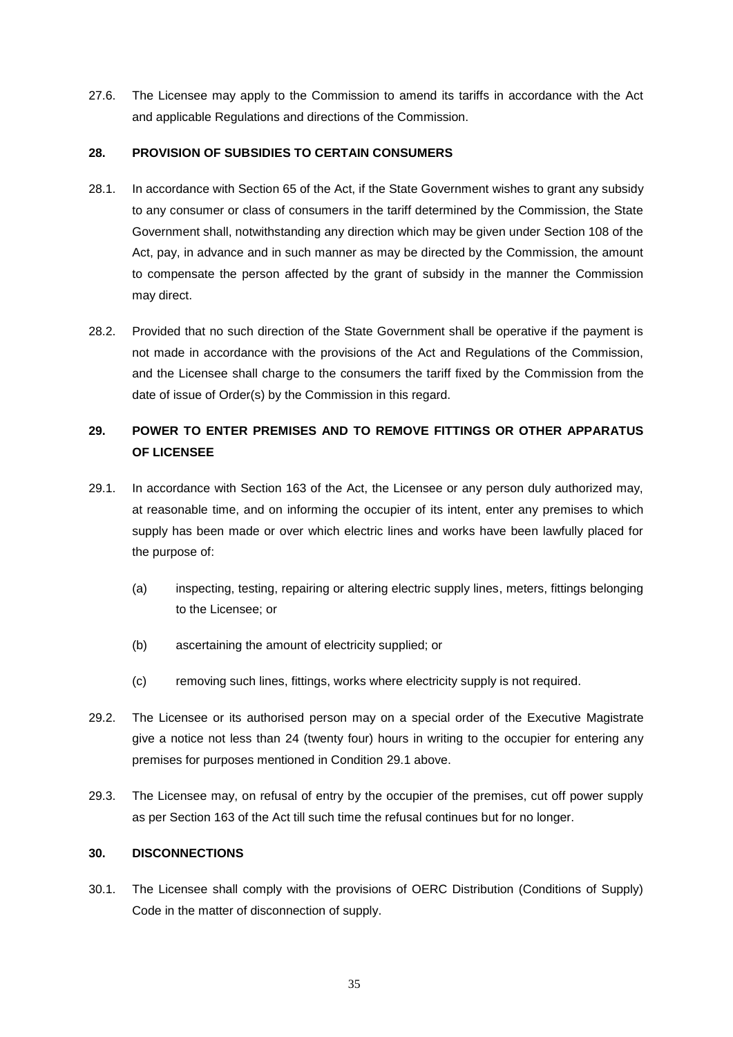27.6. The Licensee may apply to the Commission to amend its tariffs in accordance with the Act and applicable Regulations and directions of the Commission.

### 28. PROVISION OF SUBSIDIES TO CERTAIN CONSUMERS

28.1. In accordance with Section 65 of the Act, if the State Government wishes to grant any subsidy to any consumer or class of consumers in the tariff determined by the Commission, the State Government shall, notwithstanding any direction which may be given under Section 108 of the Act, pay, in advance and in such manner as may be directed by the Commission, the amount to compensate the person affected by the grant of subsidy in the manner the Commission may direct.

28.2. Provided that no such direction of the State Government shall be operative if the payment is not made in accordance with the provisions of the Act and Regulations of the Commission, and the Licensee shall charge to the consumers the tariff fixed by the Commission from the date of issue of Order(s) by the Commission in this regard.

### 29. POWER TO ENTER PREMISES AND TO REMOVE FITTINGS OR OTHER APPARATUS OF LICENSEE

29.1. In accordance with Section 163 of the Act, the Licensee or any person duly authorized may, at reasonable time, and on informing the occupier of its intent, enter any premises to which supply has been made or over which electric lines and works have been lawfully placed for the purpose of:

(a) inspecting, testing, repairing or altering electric supply lines, meters, fittings belonging to the Licensee; or

(b) ascertaining the amount of electricity supplied; or

(c) removing such lines, fittings, works where electricity supply is not required.

29.2. The Licensee or its authorised person may on a special order of the Executive Magistrate give a notice not less than 24 (twenty four) hours in writing to the occupier for entering any premises for purposes mentioned in Condition 29.1 above.

29.3. The Licensee may, on refusal of entry by the occupier of the premises, cut off power supply as per Section 163 of the Act till such time the refusal continues but for no longer.

### 30. DISCONNECTIONS

30.1. The Licensee shall comply with the provisions of OERC Distribution (Conditions of Supply) Code in the matter of disconnection of supply.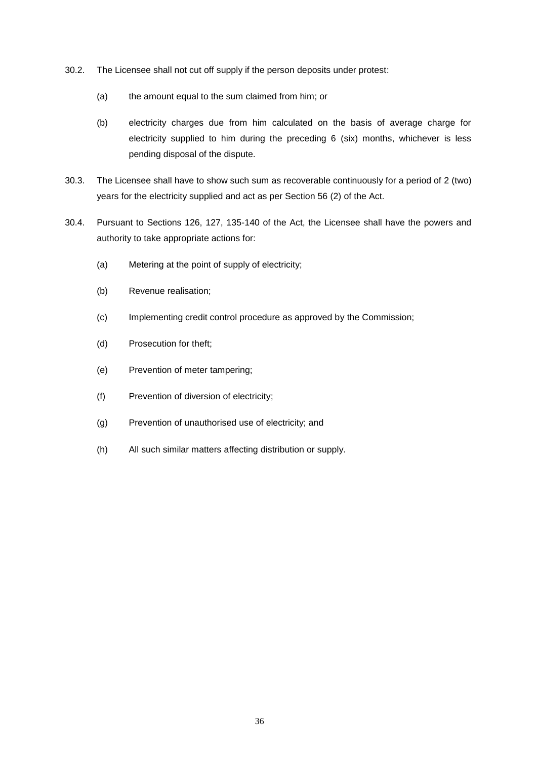30.2. The Licensee shall not cut off supply if the person deposits under protest:

(a) the amount equal to the sum claimed from him; or

(b) electricity charges due from him calculated on the basis of average charge for electricity supplied to him during the preceding 6 (six) months, whichever is less pending disposal of the dispute.

30.3. The Licensee shall have to show such sum as recoverable continuously for a period of 2 (two) years for the electricity supplied and act as per Section 56 (2) of the Act.

30.4. Pursuant to Sections 126, 127, 135-140 of the Act, the Licensee shall have the powers and authority to take appropriate actions for:

(a) Metering at the point of supply of electricity;

(b) Revenue realisation;

(c) Implementing credit control procedure as approved by the Commission;

(d) Prosecution for theft;

(e) Prevention of meter tampering;

(f) Prevention of diversion of electricity;

(g) Prevention of unauthorised use of electricity; and

(h) All such similar matters affecting distribution or supply.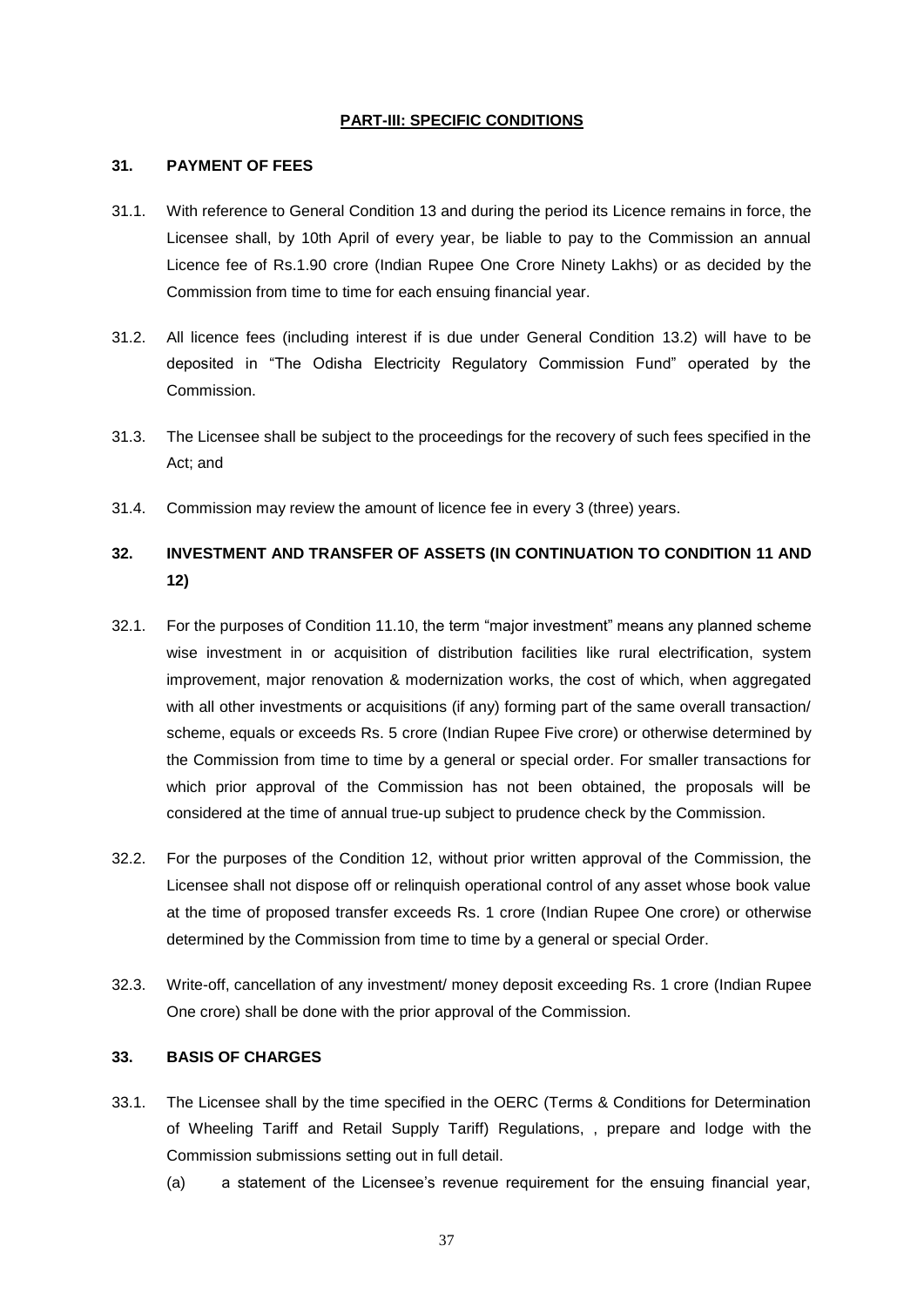## PART-III: SPECIFIC CONDITIONS

### 31. PAYMENT OF FEES

31.1. With reference to General Condition 13 and during the period its Licence remains in force, the Licensee shall, by 10th April of every year, be liable to pay to the Commission an annual Licence fee of Rs.1.90 crore (Indian Rupee One Crore Ninety Lakhs) or as decided by the Commission from time to time for each ensuing financial year.

31.2. All licence fees (including interest if is due under General Condition 13.2) will have to be deposited in "The Odisha Electricity Regulatory Commission Fund" operated by the Commission.

31.3. The Licensee shall be subject to the proceedings for the recovery of such fees specified in the Act; and

31.4. Commission may review the amount of licence fee in every 3 (three) years.

### 32. INVESTMENT AND TRANSFER OF ASSETS (IN CONTINUATION TO CONDITION 11 AND 12)

32.1. For the purposes of Condition 11.10, the term "major investment" means any planned scheme wise investment in or acquisition of distribution facilities like rural electrification, system improvement, major renovation & modernization works, the cost of which, when aggregated with all other investments or acquisitions (if any) forming part of the same overall transaction/ scheme, equals or exceeds Rs. 5 crore (Indian Rupee Five crore) or otherwise determined by the Commission from time to time by a general or special order. For smaller transactions for which prior approval of the Commission has not been obtained, the proposals will be considered at the time of annual true-up subject to prudence check by the Commission.

32.2. For the purposes of the Condition 12, without prior written approval of the Commission, the Licensee shall not dispose off or relinquish operational control of any asset whose book value at the time of proposed transfer exceeds Rs. 1 crore (Indian Rupee One crore) or otherwise determined by the Commission from time to time by a general or special Order.

32.3. Write-off, cancellation of any investment/ money deposit exceeding Rs. 1 crore (Indian Rupee One crore) shall be done with the prior approval of the Commission.

### 33. BASIS OF CHARGES

33.1. The Licensee shall by the time specified in the OERC (Terms & Conditions for Determination of Wheeling Tariff and Retail Supply Tariff) Regulations, , prepare and lodge with the Commission submissions setting out in full detail.

(a) a statement of the Licensee's revenue requirement for the ensuing financial year,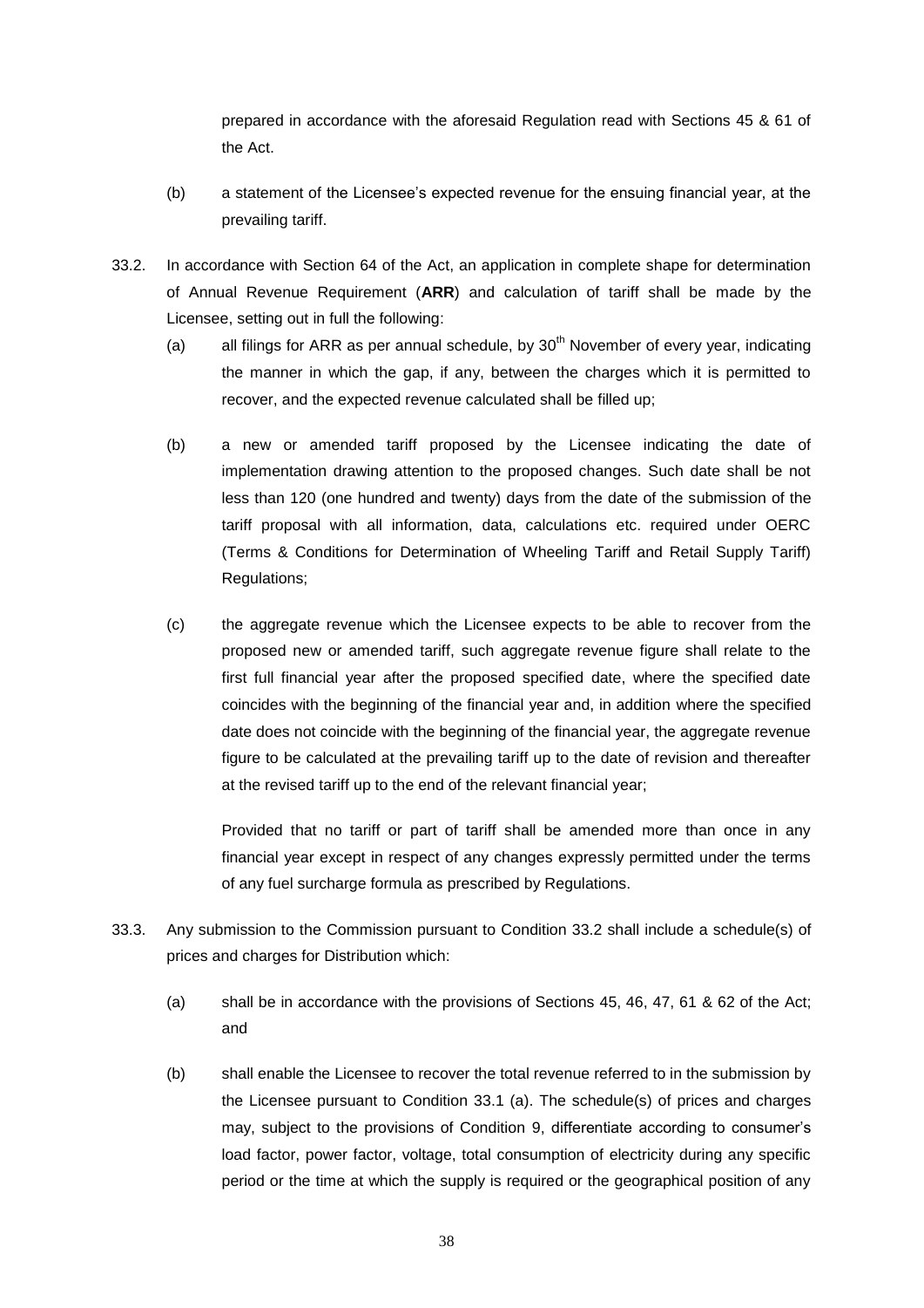prepared in accordance with the aforesaid Regulation read with Sections 45 & 61 of the Act.

(b) a statement of the Licensee's expected revenue for the ensuing financial year, at the prevailing tariff.

33.2. In accordance with Section 64 of the Act, an application in complete shape for determination of Annual Revenue Requirement (**ARR**) and calculation of tariff shall be made by the Licensee, setting out in full the following:

(a) all filings for ARR as per annual schedule, by 30th November of every year, indicating the manner in which the gap, if any, between the charges which it is permitted to recover, and the expected revenue calculated shall be filled up;

(b) a new or amended tariff proposed by the Licensee indicating the date of implementation drawing attention to the proposed changes. Such date shall be not less than 120 (one hundred and twenty) days from the date of the submission of the tariff proposal with all information, data, calculations etc. required under OERC (Terms & Conditions for Determination of Wheeling Tariff and Retail Supply Tariff) Regulations;

(c) the aggregate revenue which the Licensee expects to be able to recover from the proposed new or amended tariff, such aggregate revenue figure shall relate to the first full financial year after the proposed specified date, where the specified date coincides with the beginning of the financial year and, in addition where the specified date does not coincide with the beginning of the financial year, the aggregate revenue figure to be calculated at the prevailing tariff up to the date of revision and thereafter at the revised tariff up to the end of the relevant financial year;

Provided that no tariff or part of tariff shall be amended more than once in any financial year except in respect of any changes expressly permitted under the terms of any fuel surcharge formula as prescribed by Regulations.

33.3. Any submission to the Commission pursuant to Condition 33.2 shall include a schedule(s) of prices and charges for Distribution which:

(a) shall be in accordance with the provisions of Sections 45, 46, 47, 61 & 62 of the Act; and

(b) shall enable the Licensee to recover the total revenue referred to in the submission by the Licensee pursuant to Condition 33.1 (a). The schedule(s) of prices and charges may, subject to the provisions of Condition 9, differentiate according to consumer's load factor, power factor, voltage, total consumption of electricity during any specific period or the time at which the supply is required or the geographical position of any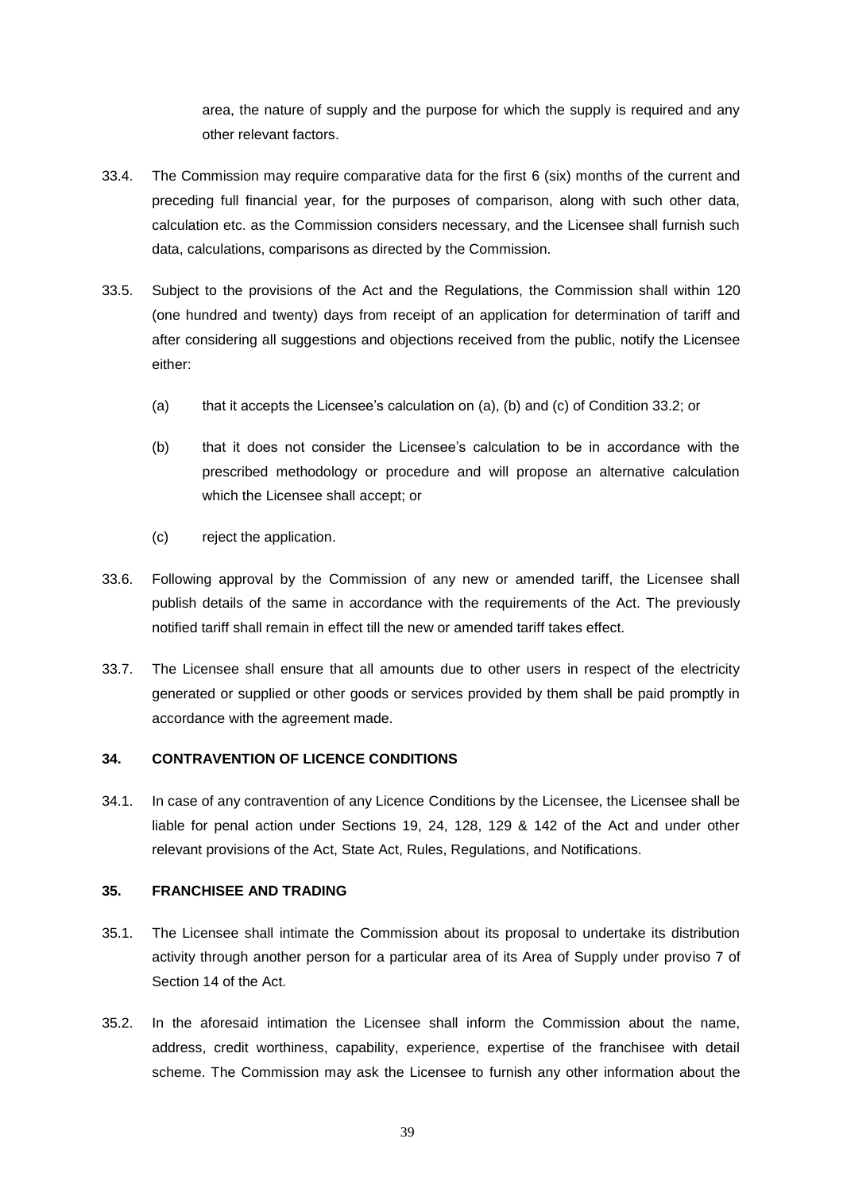area, the nature of supply and the purpose for which the supply is required and any other relevant factors.

33.4. The Commission may require comparative data for the first 6 (six) months of the current and preceding full financial year, for the purposes of comparison, along with such other data, calculation etc. as the Commission considers necessary, and the Licensee shall furnish such data, calculations, comparisons as directed by the Commission.

33.5. Subject to the provisions of the Act and the Regulations, the Commission shall within 120 (one hundred and twenty) days from receipt of an application for determination of tariff and after considering all suggestions and objections received from the public, notify the Licensee either:

(a) that it accepts the Licensee's calculation on (a), (b) and (c) of Condition 33.2; or

(b) that it does not consider the Licensee's calculation to be in accordance with the prescribed methodology or procedure and will propose an alternative calculation which the Licensee shall accept; or

(c) reject the application.

33.6. Following approval by the Commission of any new or amended tariff, the Licensee shall publish details of the same in accordance with the requirements of the Act. The previously notified tariff shall remain in effect till the new or amended tariff takes effect.

33.7. The Licensee shall ensure that all amounts due to other users in respect of the electricity generated or supplied or other goods or services provided by them shall be paid promptly in accordance with the agreement made.

## 34. CONTRAVENTION OF LICENCE CONDITIONS

34.1. In case of any contravention of any Licence Conditions by the Licensee, the Licensee shall be liable for penal action under Sections 19, 24, 128, 129 & 142 of the Act and under other relevant provisions of the Act, State Act, Rules, Regulations, and Notifications.

## 35. FRANCHISEE AND TRADING

35.1. The Licensee shall intimate the Commission about its proposal to undertake its distribution activity through another person for a particular area of its Area of Supply under proviso 7 of Section 14 of the Act.

35.2. In the aforesaid intimation the Licensee shall inform the Commission about the name, address, credit worthiness, capability, experience, expertise of the franchisee with detail scheme. The Commission may ask the Licensee to furnish any other information about the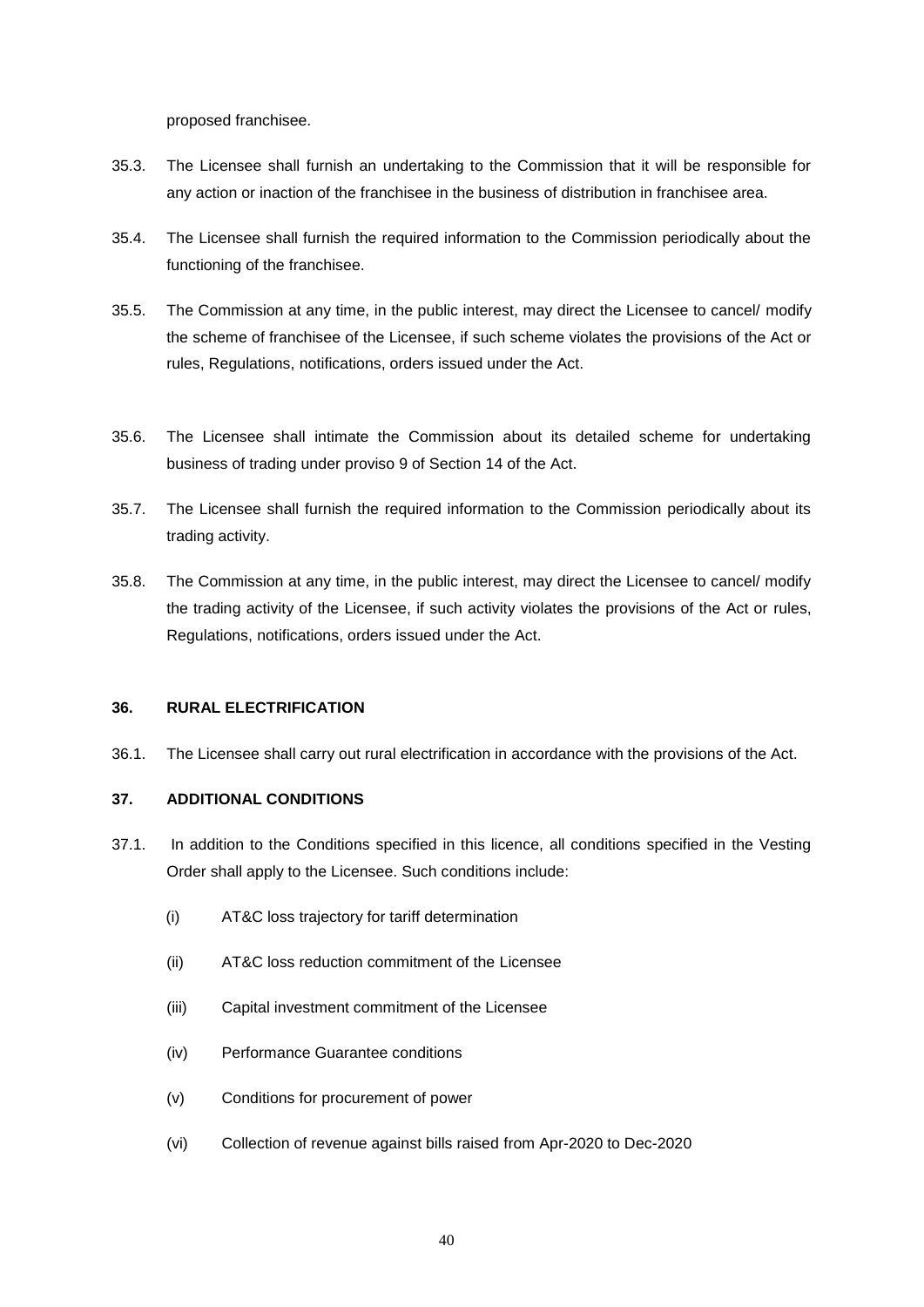proposed franchisee.

35.3. The Licensee shall furnish an undertaking to the Commission that it will be responsible for any action or inaction of the franchisee in the business of distribution in franchisee area.

35.4. The Licensee shall furnish the required information to the Commission periodically about the functioning of the franchisee.

35.5. The Commission at any time, in the public interest, may direct the Licensee to cancel/ modify the scheme of franchisee of the Licensee, if such scheme violates the provisions of the Act or rules, Regulations, notifications, orders issued under the Act.

35.6. The Licensee shall intimate the Commission about its detailed scheme for undertaking business of trading under proviso 9 of Section 14 of the Act.

35.7. The Licensee shall furnish the required information to the Commission periodically about its trading activity.

35.8. The Commission at any time, in the public interest, may direct the Licensee to cancel/ modify the trading activity of the Licensee, if such activity violates the provisions of the Act or rules, Regulations, notifications, orders issued under the Act.

## 36. RURAL ELECTRIFICATION

36.1. The Licensee shall carry out rural electrification in accordance with the provisions of the Act.

## 37. ADDITIONAL CONDITIONS

37.1. In addition to the Conditions specified in this licence, all conditions specified in the Vesting Order shall apply to the Licensee. Such conditions include:

(i) AT&C loss trajectory for tariff determination

(ii) AT&C loss reduction commitment of the Licensee

(iii) Capital investment commitment of the Licensee

(iv) Performance Guarantee conditions

(v) Conditions for procurement of power

(vi) Collection of revenue against bills raised from Apr-2020 to Dec-2020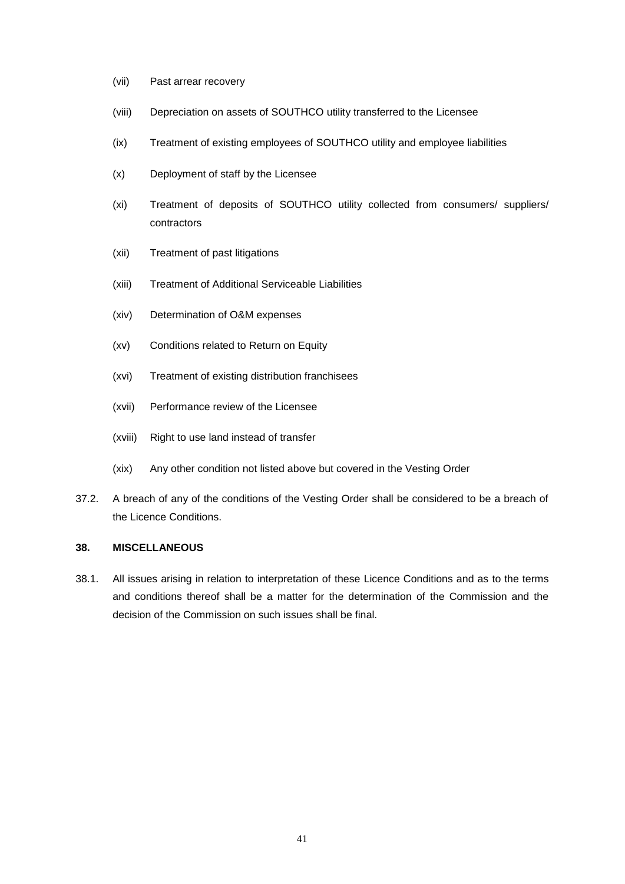(vii) Past arrear recovery

(viii) Depreciation on assets of SOUTHCO utility transferred to the Licensee

(ix) Treatment of existing employees of SOUTHCO utility and employee liabilities

(x) Deployment of staff by the Licensee

(xi) Treatment of deposits of SOUTHCO utility collected from consumers/ suppliers/ contractors

(xii) Treatment of past litigations

(xiii) Treatment of Additional Serviceable Liabilities

(xiv) Determination of O&M expenses

(xv) Conditions related to Return on Equity

(xvi) Treatment of existing distribution franchisees

(xvii) Performance review of the Licensee

(xviii) Right to use land instead of transfer

(xix) Any other condition not listed above but covered in the Vesting Order

37.2. A breach of any of the conditions of the Vesting Order shall be considered to be a breach of the Licence Conditions.

**38. MISCELLANEOUS**

38.1. All issues arising in relation to interpretation of these Licence Conditions and as to the terms and conditions thereof shall be a matter for the determination of the Commission and the decision of the Commission on such issues shall be final.